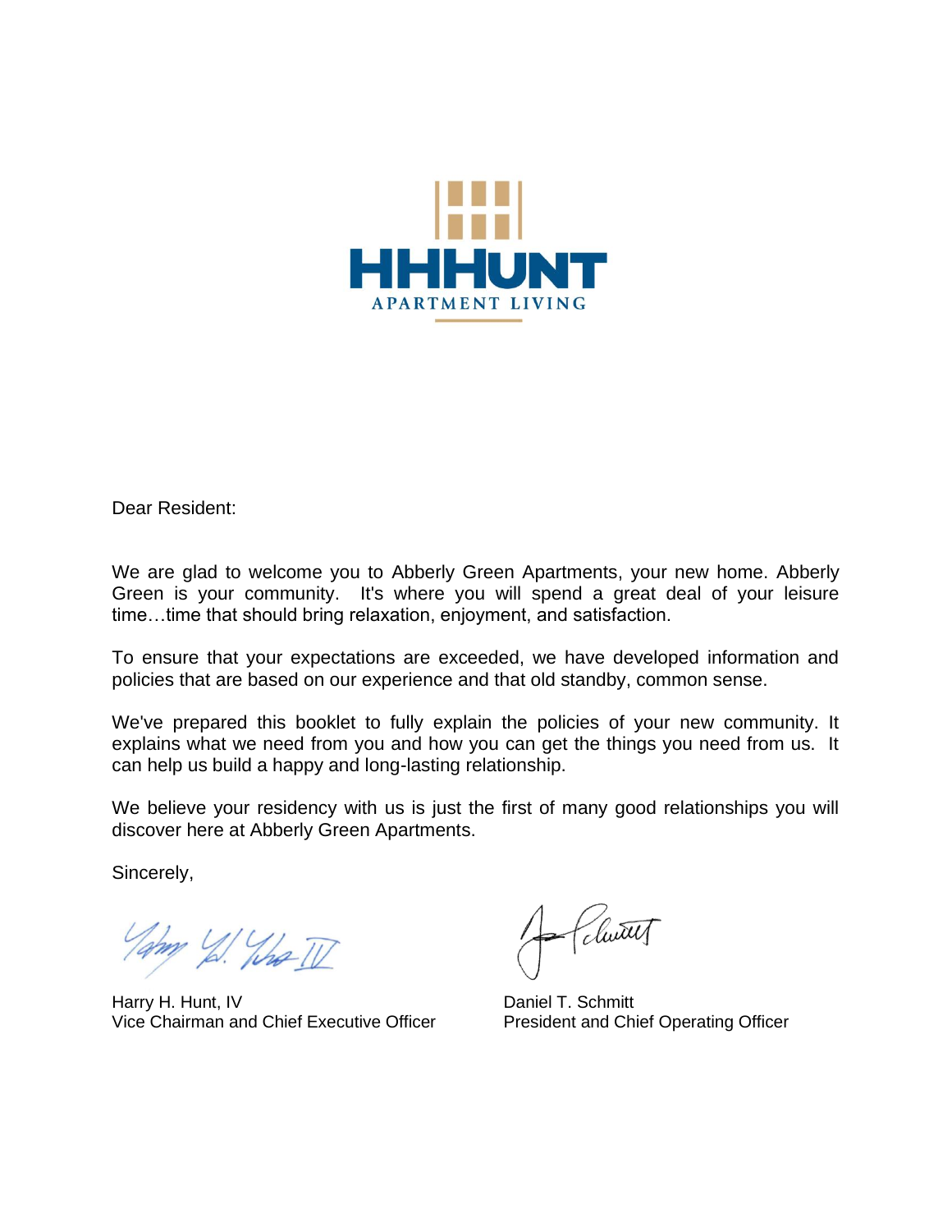HHHUNT

APARTMENT LIVING

Dear Resident:

We are glad to welcome you to Abberly Green Apartments, your new home. Abberly Green is your community. It's where you will spend a great deal of your leisure time…time that should bring relaxation, enjoyment, and satisfaction.

To ensure that your expectations are exceeded, we have developed information and policies that are based on our experience and that old standby, common sense.

We've prepared this booklet to fully explain the policies of your new community. It explains what we need from you and how you can get the things you need from us. It can help us build a happy and long-lasting relationship.

We believe your residency with us is just the first of many good relationships you will discover here at Abberly Green Apartments.

Sincerely,

Harry H. Hunt, IV
Vice Chairman and Chief Executive Officer

Daniel T. Schmitt
President and Chief Operating Officer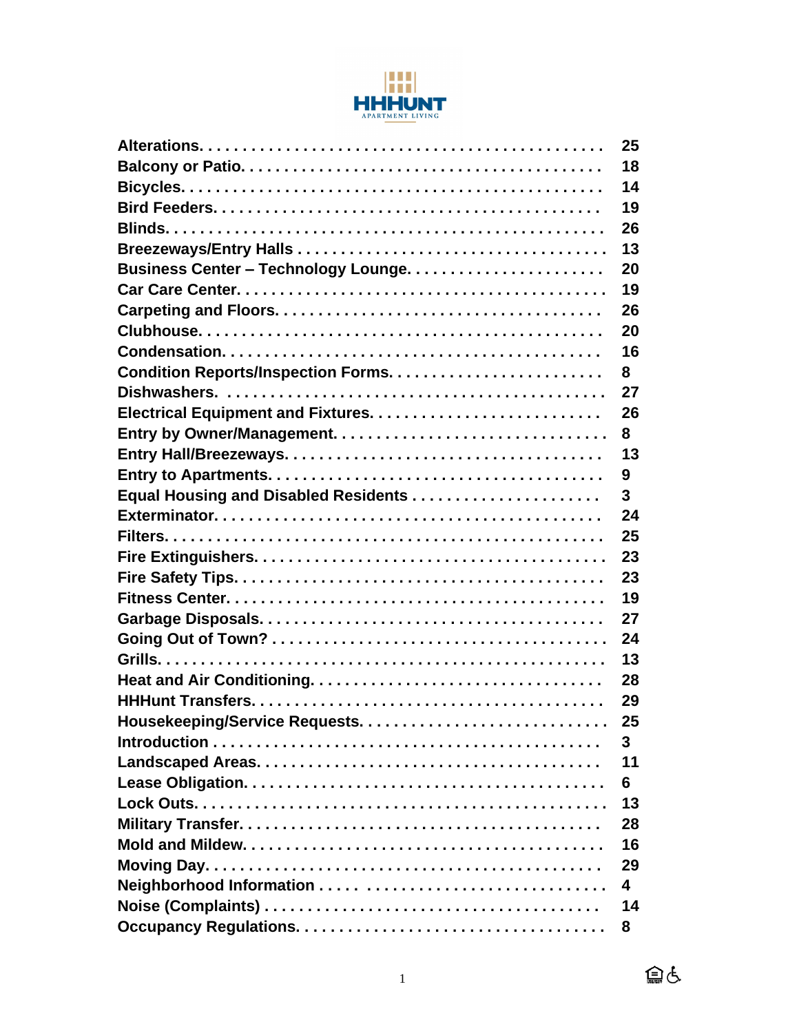HHHUNT
APARTMENT LIVING

| | |
|---|---|
| **Alterations.** | **25** |
| **Balcony or Patio.** | **18** |
| **Bicycles.** | **14** |
| **Bird Feeders.** | **19** |
| **Blinds.** | **26** |
| **Breezeways/Entry Halls** | **13** |
| **Business Center – Technology Lounge.** | **20** |
| **Car Care Center.** | **19** |
| **Carpeting and Floors.** | **26** |
| **Clubhouse.** | **20** |
| **Condensation.** | **16** |
| **Condition Reports/Inspection Forms.** | **8** |
| **Dishwashers.** | **27** |
| **Electrical Equipment and Fixtures.** | **26** |
| **Entry by Owner/Management.** | **8** |
| **Entry Hall/Breezeways.** | **13** |
| **Entry to Apartments.** | **9** |
| **Equal Housing and Disabled Residents** | **3** |
| **Exterminator.** | **24** |
| **Filters.** | **25** |
| **Fire Extinguishers.** | **23** |
| **Fire Safety Tips.** | **23** |
| **Fitness Center.** | **19** |
| **Garbage Disposals.** | **27** |
| **Going Out of Town?** | **24** |
| **Grills.** | **13** |
| **Heat and Air Conditioning.** | **28** |
| **HHHunt Transfers.** | **29** |
| **Housekeeping/Service Requests.** | **25** |
| **Introduction** | **3** |
| **Landscaped Areas.** | **11** |
| **Lease Obligation.** | **6** |
| **Lock Outs.** | **13** |
| **Military Transfer.** | **28** |
| **Mold and Mildew.** | **16** |
| **Moving Day.** | **29** |
| **Neighborhood Information** | **4** |
| **Noise (Complaints)** | **14** |
| **Occupancy Regulations.** | **8** |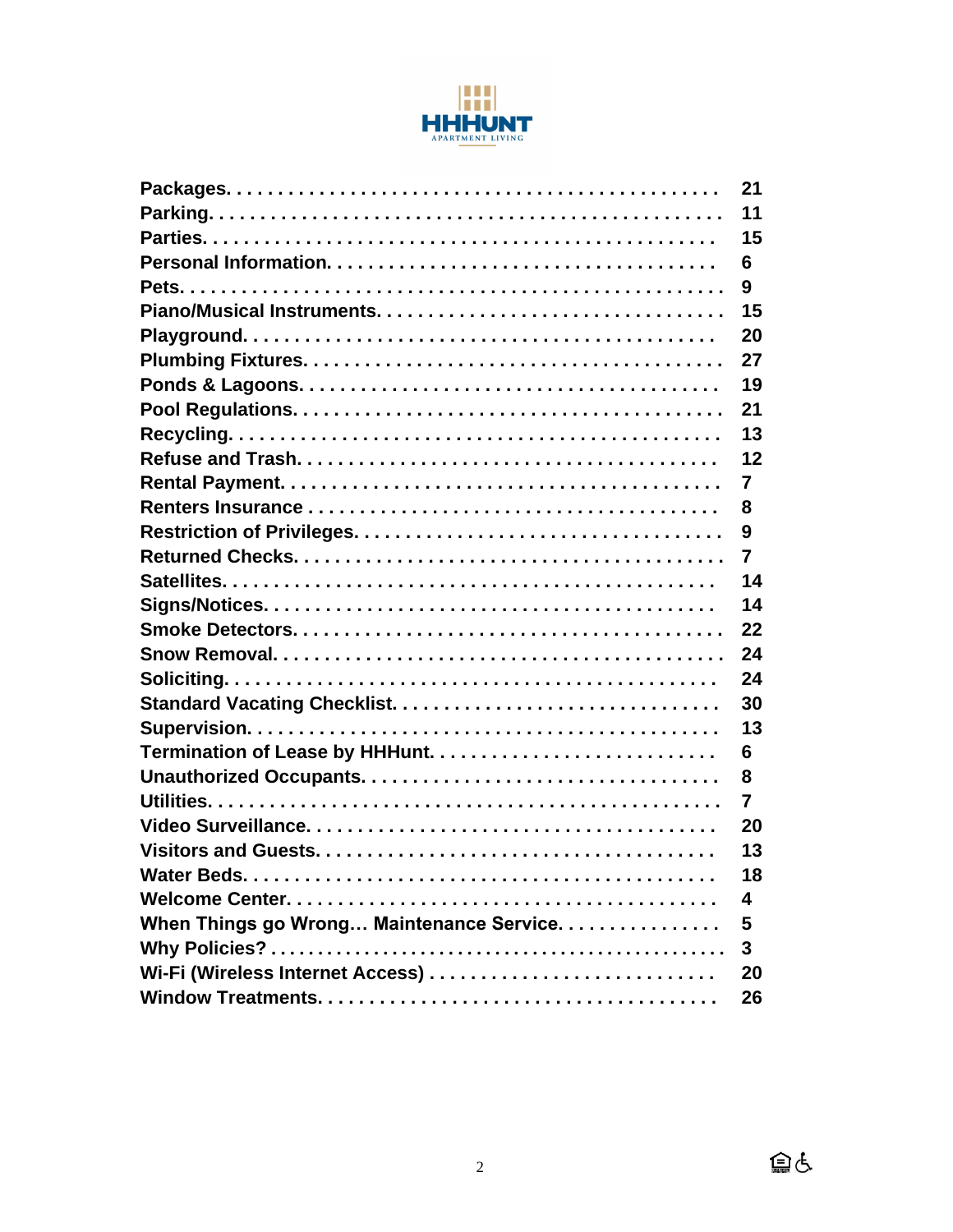| | |
|---|---|
| **Packages** | **21** |
| **Parking** | **11** |
| **Parties** | **15** |
| **Personal Information** | **6** |
| **Pets** | **9** |
| **Piano/Musical Instruments** | **15** |
| **Playground** | **20** |
| **Plumbing Fixtures** | **27** |
| **Ponds & Lagoons** | **19** |
| **Pool Regulations** | **21** |
| **Recycling** | **13** |
| **Refuse and Trash** | **12** |
| **Rental Payment** | **7** |
| **Renters Insurance** | **8** |
| **Restriction of Privileges** | **9** |
| **Returned Checks** | **7** |
| **Satellites** | **14** |
| **Signs/Notices** | **14** |
| **Smoke Detectors** | **22** |
| **Snow Removal** | **24** |
| **Soliciting** | **24** |
| **Standard Vacating Checklist** | **30** |
| **Supervision** | **13** |
| **Termination of Lease by HHHunt** | **6** |
| **Unauthorized Occupants** | **8** |
| **Utilities** | **7** |
| **Video Surveillance** | **20** |
| **Visitors and Guests** | **13** |
| **Water Beds** | **18** |
| **Welcome Center** | **4** |
| **When Things go Wrong… Maintenance Service** | **5** |
| **Why Policies?** | **3** |
| **Wi-Fi (Wireless Internet Access)** | **20** |
| **Window Treatments** | **26** |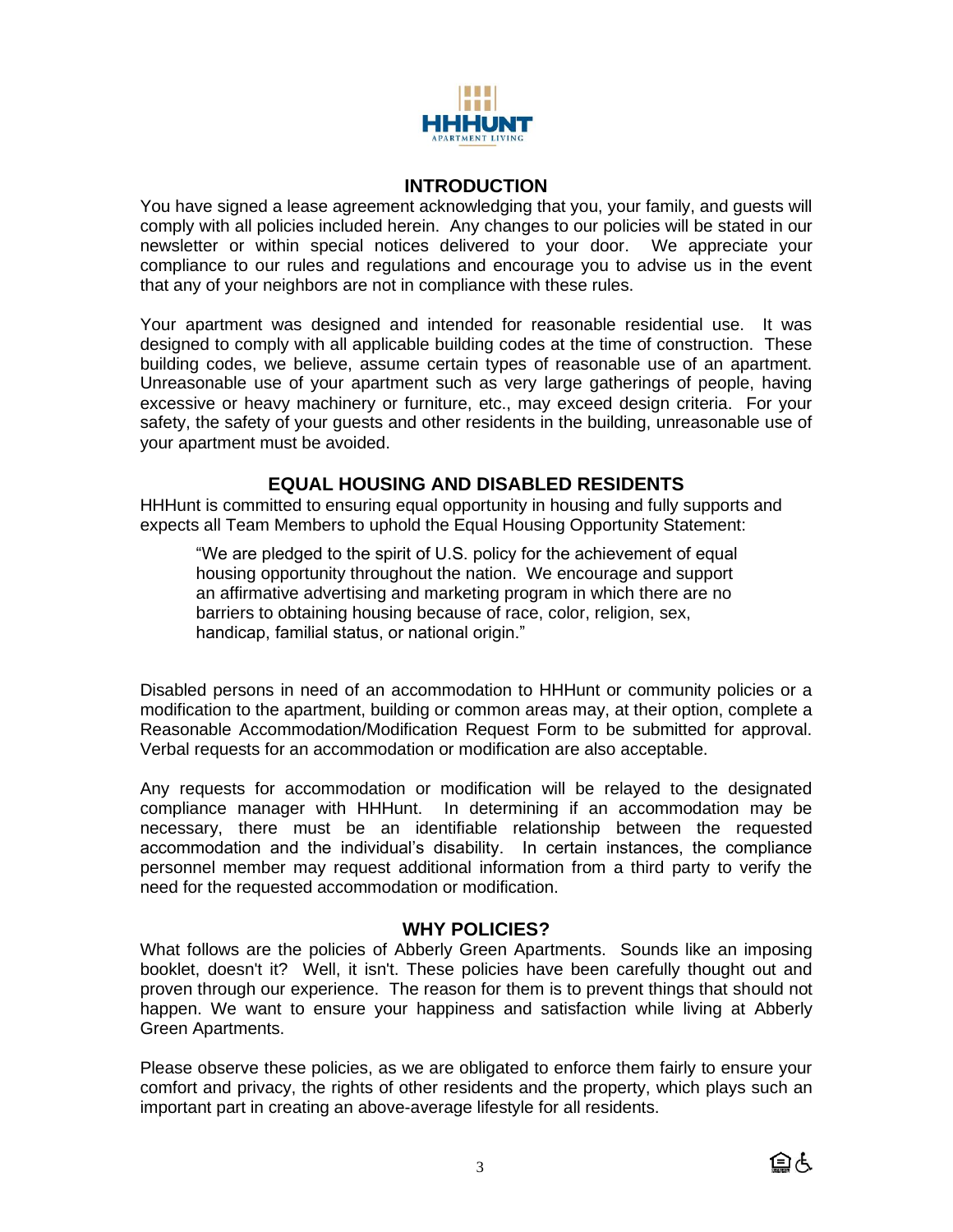## INTRODUCTION

You have signed a lease agreement acknowledging that you, your family, and guests will comply with all policies included herein. Any changes to our policies will be stated in our newsletter or within special notices delivered to your door. We appreciate your compliance to our rules and regulations and encourage you to advise us in the event that any of your neighbors are not in compliance with these rules.

Your apartment was designed and intended for reasonable residential use. It was designed to comply with all applicable building codes at the time of construction. These building codes, we believe, assume certain types of reasonable use of an apartment. Unreasonable use of your apartment such as very large gatherings of people, having excessive or heavy machinery or furniture, etc., may exceed design criteria. For your safety, the safety of your guests and other residents in the building, unreasonable use of your apartment must be avoided.

## EQUAL HOUSING AND DISABLED RESIDENTS

HHHunt is committed to ensuring equal opportunity in housing and fully supports and expects all Team Members to uphold the Equal Housing Opportunity Statement:

> "We are pledged to the spirit of U.S. policy for the achievement of equal housing opportunity throughout the nation. We encourage and support an affirmative advertising and marketing program in which there are no barriers to obtaining housing because of race, color, religion, sex, handicap, familial status, or national origin."

Disabled persons in need of an accommodation to HHHunt or community policies or a modification to the apartment, building or common areas may, at their option, complete a Reasonable Accommodation/Modification Request Form to be submitted for approval. Verbal requests for an accommodation or modification are also acceptable.

Any requests for accommodation or modification will be relayed to the designated compliance manager with HHHunt. In determining if an accommodation may be necessary, there must be an identifiable relationship between the requested accommodation and the individual's disability. In certain instances, the compliance personnel member may request additional information from a third party to verify the need for the requested accommodation or modification.

## WHY POLICIES?

What follows are the policies of Abberly Green Apartments. Sounds like an imposing booklet, doesn't it? Well, it isn't. These policies have been carefully thought out and proven through our experience. The reason for them is to prevent things that should not happen. We want to ensure your happiness and satisfaction while living at Abberly Green Apartments.

Please observe these policies, as we are obligated to enforce them fairly to ensure your comfort and privacy, the rights of other residents and the property, which plays such an important part in creating an above-average lifestyle for all residents.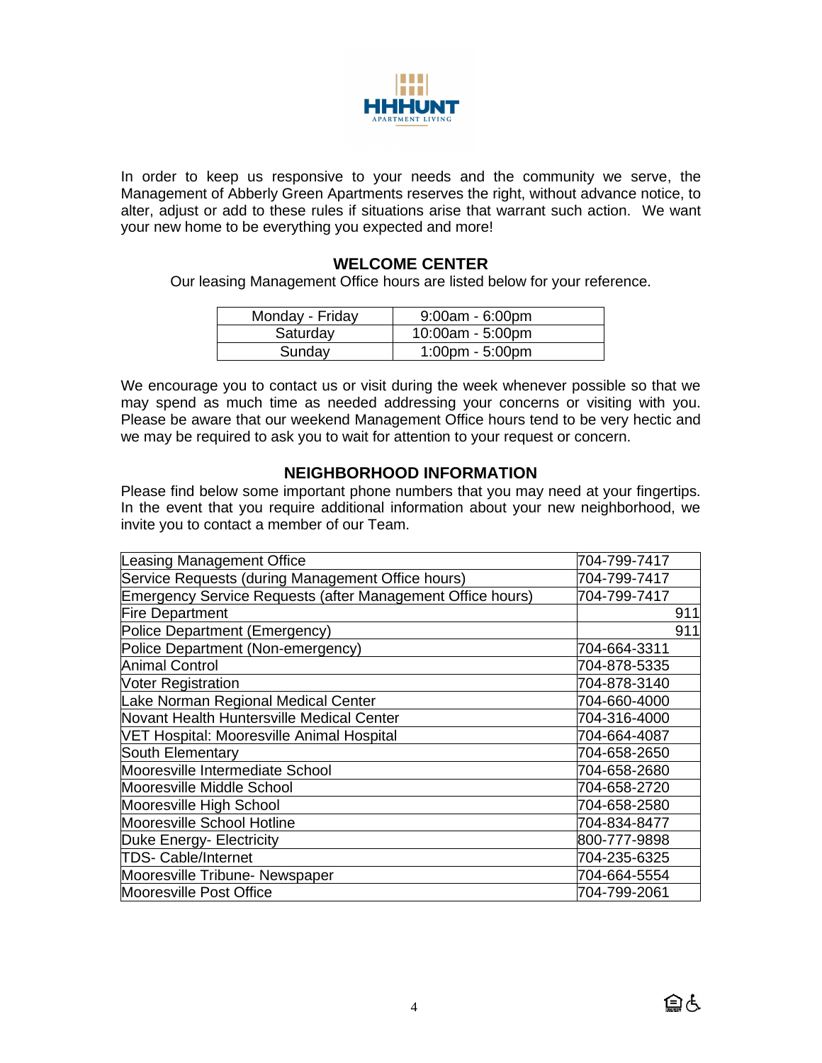In order to keep us responsive to your needs and the community we serve, the Management of Abberly Green Apartments reserves the right, without advance notice, to alter, adjust or add to these rules if situations arise that warrant such action. We want your new home to be everything you expected and more!

## WELCOME CENTER

Our leasing Management Office hours are listed below for your reference.

| Day | Hours |
|---|---|
| Monday - Friday | 9:00am - 6:00pm |
| Saturday | 10:00am - 5:00pm |
| Sunday | 1:00pm - 5:00pm |

We encourage you to contact us or visit during the week whenever possible so that we may spend as much time as needed addressing your concerns or visiting with you. Please be aware that our weekend Management Office hours tend to be very hectic and we may be required to ask you to wait for attention to your request or concern.

## NEIGHBORHOOD INFORMATION

Please find below some important phone numbers that you may need at your fingertips. In the event that you require additional information about your new neighborhood, we invite you to contact a member of our Team.

| Contact | Phone |
|---|---|
| Leasing Management Office | 704-799-7417 |
| Service Requests (during Management Office hours) | 704-799-7417 |
| Emergency Service Requests (after Management Office hours) | 704-799-7417 |
| Fire Department | 911 |
| Police Department (Emergency) | 911 |
| Police Department (Non-emergency) | 704-664-3311 |
| Animal Control | 704-878-5335 |
| Voter Registration | 704-878-3140 |
| Lake Norman Regional Medical Center | 704-660-4000 |
| Novant Health Huntersville Medical Center | 704-316-4000 |
| VET Hospital: Mooresville Animal Hospital | 704-664-4087 |
| South Elementary | 704-658-2650 |
| Mooresville Intermediate School | 704-658-2680 |
| Mooresville Middle School | 704-658-2720 |
| Mooresville High School | 704-658-2580 |
| Mooresville School Hotline | 704-834-8477 |
| Duke Energy- Electricity | 800-777-9898 |
| TDS- Cable/Internet | 704-235-6325 |
| Mooresville Tribune- Newspaper | 704-664-5554 |
| Mooresville Post Office | 704-799-2061 |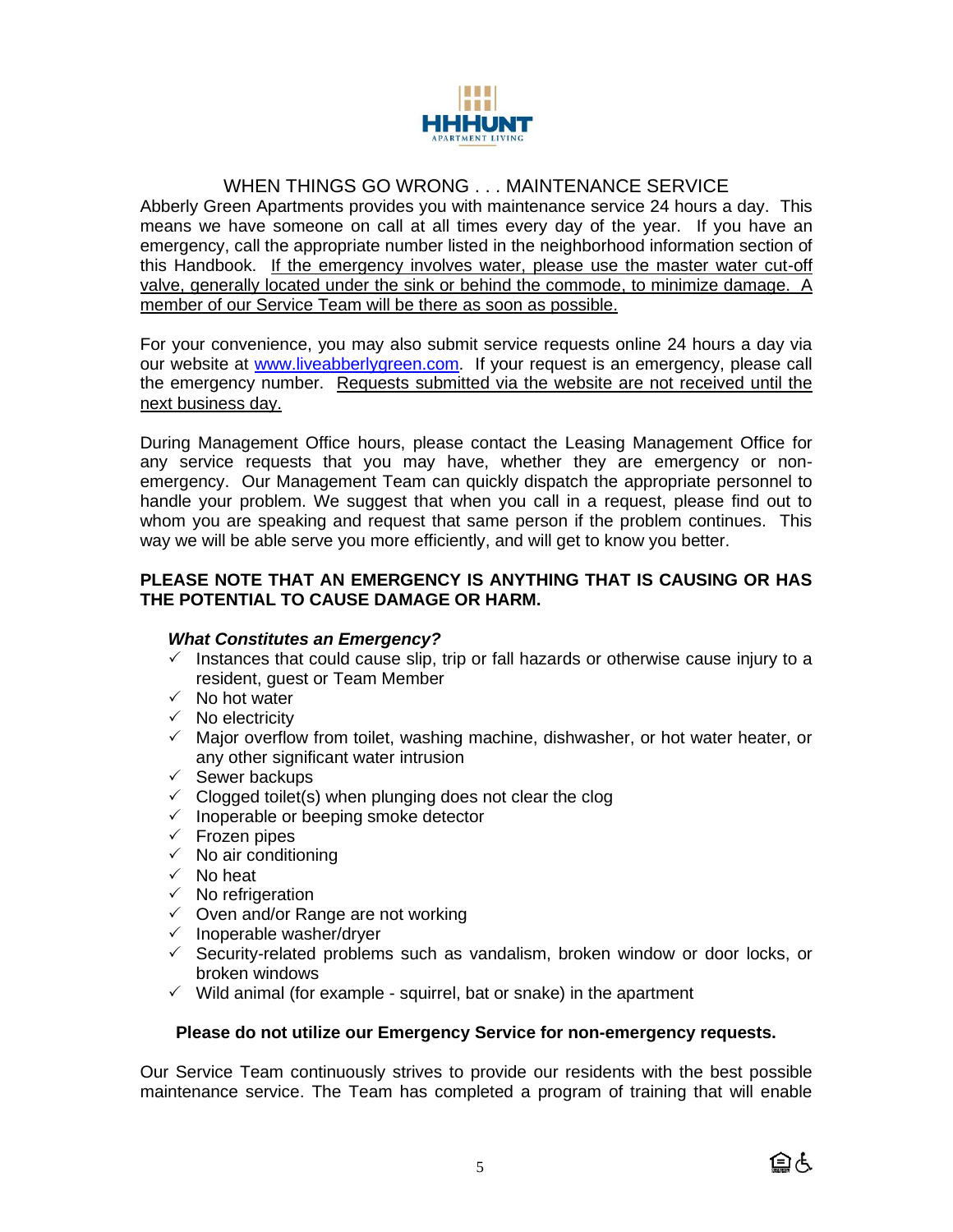HHHUNT
APARTMENT LIVING

## WHEN THINGS GO WRONG . . . MAINTENANCE SERVICE

Abberly Green Apartments provides you with maintenance service 24 hours a day. This means we have someone on call at all times every day of the year. If you have an emergency, call the appropriate number listed in the neighborhood information section of this Handbook. <u>If the emergency involves water, please use the master water cut-off valve, generally located under the sink or behind the commode, to minimize damage. A member of our Service Team will be there as soon as possible.</u>

For your convenience, you may also submit service requests online 24 hours a day via our website at [www.liveabberlygreen.com](http://www.liveabberlygreen.com). If your request is an emergency, please call the emergency number. <u>Requests submitted via the website are not received until the next business day.</u>

During Management Office hours, please contact the Leasing Management Office for any service requests that you may have, whether they are emergency or non-emergency. Our Management Team can quickly dispatch the appropriate personnel to handle your problem. We suggest that when you call in a request, please find out to whom you are speaking and request that same person if the problem continues. This way we will be able serve you more efficiently, and will get to know you better.

**PLEASE NOTE THAT AN EMERGENCY IS ANYTHING THAT IS CAUSING OR HAS THE POTENTIAL TO CAUSE DAMAGE OR HARM.**

***What Constitutes an Emergency?***

- ✓ Instances that could cause slip, trip or fall hazards or otherwise cause injury to a resident, guest or Team Member
- ✓ No hot water
- ✓ No electricity
- ✓ Major overflow from toilet, washing machine, dishwasher, or hot water heater, or any other significant water intrusion
- ✓ Sewer backups
- ✓ Clogged toilet(s) when plunging does not clear the clog
- ✓ Inoperable or beeping smoke detector
- ✓ Frozen pipes
- ✓ No air conditioning
- ✓ No heat
- ✓ No refrigeration
- ✓ Oven and/or Range are not working
- ✓ Inoperable washer/dryer
- ✓ Security-related problems such as vandalism, broken window or door locks, or broken windows
- ✓ Wild animal (for example - squirrel, bat or snake) in the apartment

**Please do not utilize our Emergency Service for non-emergency requests.**

Our Service Team continuously strives to provide our residents with the best possible maintenance service. The Team has completed a program of training that will enable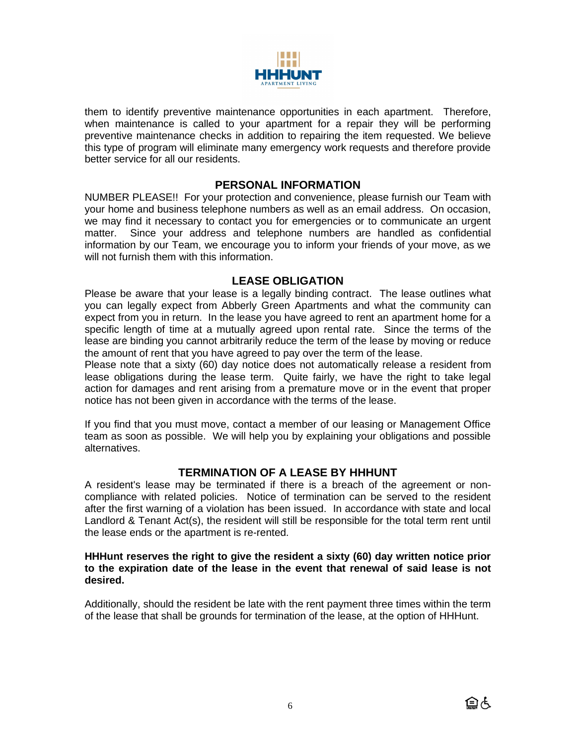them to identify preventive maintenance opportunities in each apartment. Therefore, when maintenance is called to your apartment for a repair they will be performing preventive maintenance checks in addition to repairing the item requested. We believe this type of program will eliminate many emergency work requests and therefore provide better service for all our residents.

## PERSONAL INFORMATION

NUMBER PLEASE!! For your protection and convenience, please furnish our Team with your home and business telephone numbers as well as an email address. On occasion, we may find it necessary to contact you for emergencies or to communicate an urgent matter. Since your address and telephone numbers are handled as confidential information by our Team, we encourage you to inform your friends of your move, as we will not furnish them with this information.

## LEASE OBLIGATION

Please be aware that your lease is a legally binding contract. The lease outlines what you can legally expect from Abberly Green Apartments and what the community can expect from you in return. In the lease you have agreed to rent an apartment home for a specific length of time at a mutually agreed upon rental rate. Since the terms of the lease are binding you cannot arbitrarily reduce the term of the lease by moving or reduce the amount of rent that you have agreed to pay over the term of the lease.

Please note that a sixty (60) day notice does not automatically release a resident from lease obligations during the lease term. Quite fairly, we have the right to take legal action for damages and rent arising from a premature move or in the event that proper notice has not been given in accordance with the terms of the lease.

If you find that you must move, contact a member of our leasing or Management Office team as soon as possible. We will help you by explaining your obligations and possible alternatives.

## TERMINATION OF A LEASE BY HHHUNT

A resident's lease may be terminated if there is a breach of the agreement or non-compliance with related policies. Notice of termination can be served to the resident after the first warning of a violation has been issued. In accordance with state and local Landlord & Tenant Act(s), the resident will still be responsible for the total term rent until the lease ends or the apartment is re-rented.

**HHHunt reserves the right to give the resident a sixty (60) day written notice prior to the expiration date of the lease in the event that renewal of said lease is not desired.**

Additionally, should the resident be late with the rent payment three times within the term of the lease that shall be grounds for termination of the lease, at the option of HHHunt.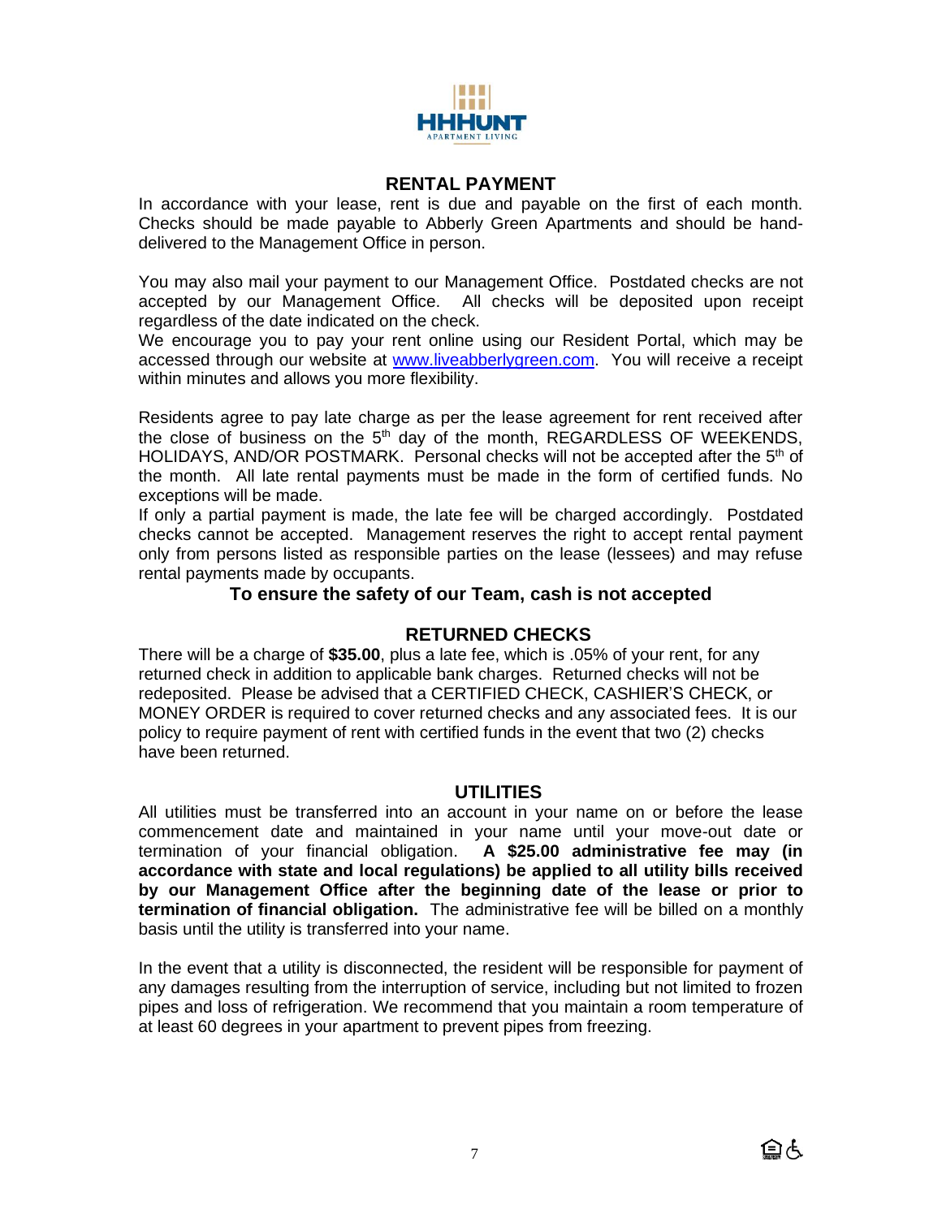## RENTAL PAYMENT

In accordance with your lease, rent is due and payable on the first of each month. Checks should be made payable to Abberly Green Apartments and should be hand-delivered to the Management Office in person.

You may also mail your payment to our Management Office. Postdated checks are not accepted by our Management Office. All checks will be deposited upon receipt regardless of the date indicated on the check.

We encourage you to pay your rent online using our Resident Portal, which may be accessed through our website at [www.liveabberlygreen.com](http://www.liveabberlygreen.com). You will receive a receipt within minutes and allows you more flexibility.

Residents agree to pay late charge as per the lease agreement for rent received after the close of business on the 5th day of the month, REGARDLESS OF WEEKENDS, HOLIDAYS, AND/OR POSTMARK. Personal checks will not be accepted after the 5th of the month. All late rental payments must be made in the form of certified funds. No exceptions will be made.

If only a partial payment is made, the late fee will be charged accordingly. Postdated checks cannot be accepted. Management reserves the right to accept rental payment only from persons listed as responsible parties on the lease (lessees) and may refuse rental payments made by occupants.

**To ensure the safety of our Team, cash is not accepted**

## RETURNED CHECKS

There will be a charge of **$35.00**, plus a late fee, which is .05% of your rent, for any returned check in addition to applicable bank charges. Returned checks will not be redeposited. Please be advised that a CERTIFIED CHECK, CASHIER'S CHECK, or MONEY ORDER is required to cover returned checks and any associated fees. It is our policy to require payment of rent with certified funds in the event that two (2) checks have been returned.

## UTILITIES

All utilities must be transferred into an account in your name on or before the lease commencement date and maintained in your name until your move-out date or termination of your financial obligation. **A $25.00 administrative fee may (in accordance with state and local regulations) be applied to all utility bills received by our Management Office after the beginning date of the lease or prior to termination of financial obligation.** The administrative fee will be billed on a monthly basis until the utility is transferred into your name.

In the event that a utility is disconnected, the resident will be responsible for payment of any damages resulting from the interruption of service, including but not limited to frozen pipes and loss of refrigeration. We recommend that you maintain a room temperature of at least 60 degrees in your apartment to prevent pipes from freezing.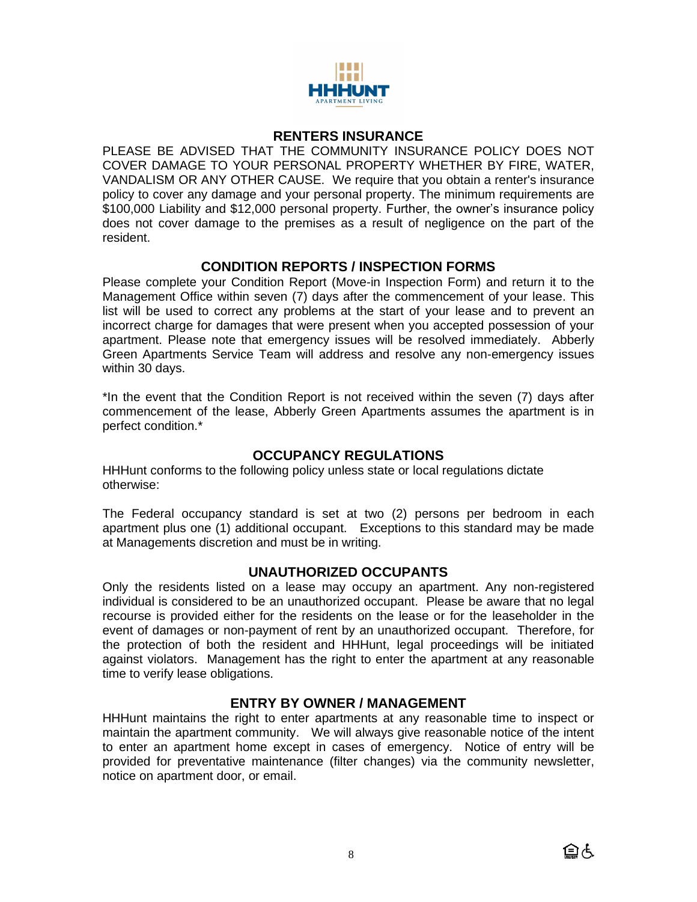## RENTERS INSURANCE

PLEASE BE ADVISED THAT THE COMMUNITY INSURANCE POLICY DOES NOT COVER DAMAGE TO YOUR PERSONAL PROPERTY WHETHER BY FIRE, WATER, VANDALISM OR ANY OTHER CAUSE. We require that you obtain a renter's insurance policy to cover any damage and your personal property. The minimum requirements are $100,000 Liability and $12,000 personal property. Further, the owner's insurance policy does not cover damage to the premises as a result of negligence on the part of the resident.

## CONDITION REPORTS / INSPECTION FORMS

Please complete your Condition Report (Move-in Inspection Form) and return it to the Management Office within seven (7) days after the commencement of your lease. This list will be used to correct any problems at the start of your lease and to prevent an incorrect charge for damages that were present when you accepted possession of your apartment. Please note that emergency issues will be resolved immediately. Abberly Green Apartments Service Team will address and resolve any non-emergency issues within 30 days.

*In the event that the Condition Report is not received within the seven (7) days after commencement of the lease, Abberly Green Apartments assumes the apartment is in perfect condition.*

## OCCUPANCY REGULATIONS

HHHunt conforms to the following policy unless state or local regulations dictate otherwise:

The Federal occupancy standard is set at two (2) persons per bedroom in each apartment plus one (1) additional occupant. Exceptions to this standard may be made at Managements discretion and must be in writing.

## UNAUTHORIZED OCCUPANTS

Only the residents listed on a lease may occupy an apartment. Any non-registered individual is considered to be an unauthorized occupant. Please be aware that no legal recourse is provided either for the residents on the lease or for the leaseholder in the event of damages or non-payment of rent by an unauthorized occupant. Therefore, for the protection of both the resident and HHHunt, legal proceedings will be initiated against violators. Management has the right to enter the apartment at any reasonable time to verify lease obligations.

## ENTRY BY OWNER / MANAGEMENT

HHHunt maintains the right to enter apartments at any reasonable time to inspect or maintain the apartment community. We will always give reasonable notice of the intent to enter an apartment home except in cases of emergency. Notice of entry will be provided for preventative maintenance (filter changes) via the community newsletter, notice on apartment door, or email.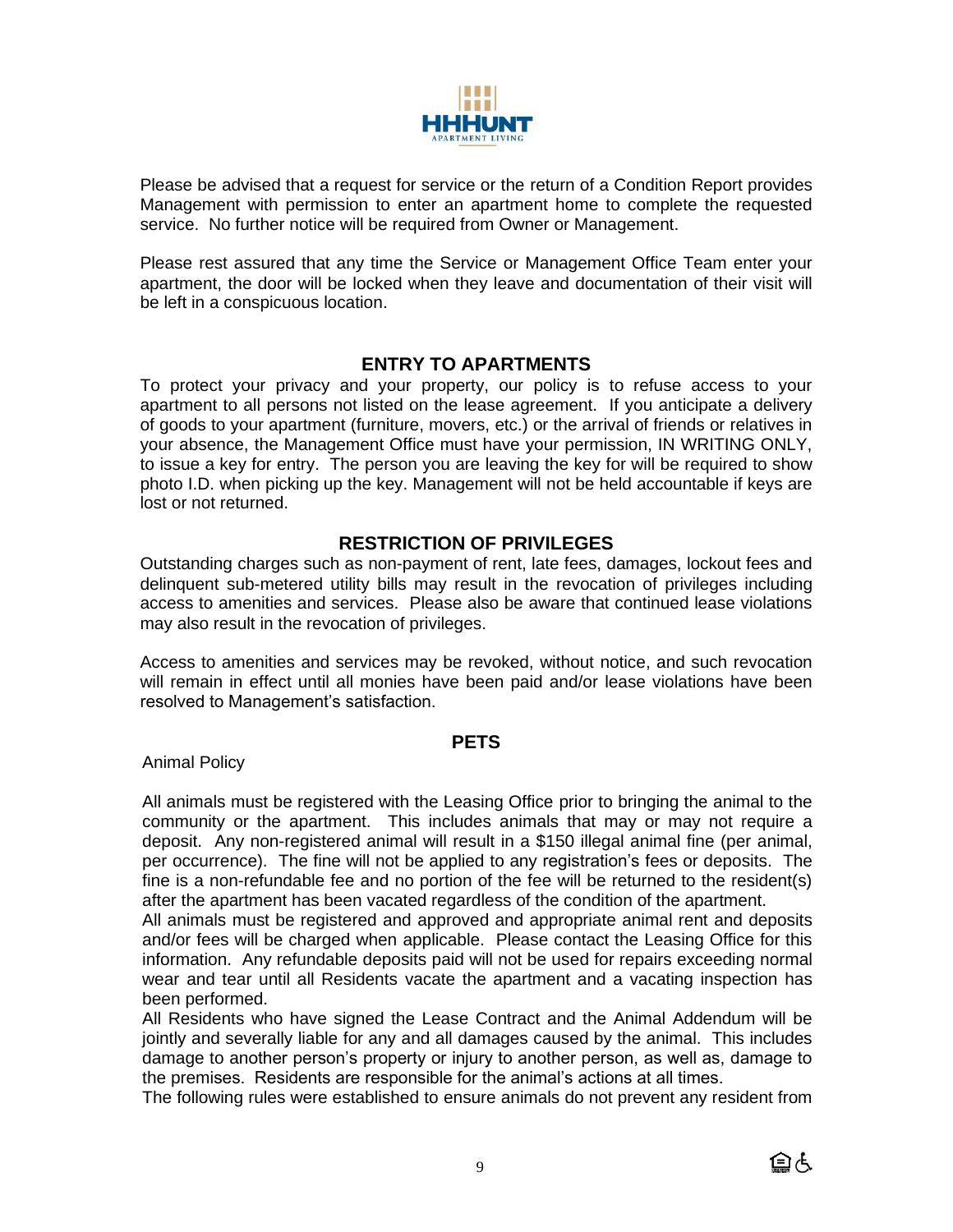Please be advised that a request for service or the return of a Condition Report provides Management with permission to enter an apartment home to complete the requested service. No further notice will be required from Owner or Management.

Please rest assured that any time the Service or Management Office Team enter your apartment, the door will be locked when they leave and documentation of their visit will be left in a conspicuous location.

## ENTRY TO APARTMENTS

To protect your privacy and your property, our policy is to refuse access to your apartment to all persons not listed on the lease agreement. If you anticipate a delivery of goods to your apartment (furniture, movers, etc.) or the arrival of friends or relatives in your absence, the Management Office must have your permission, IN WRITING ONLY, to issue a key for entry. The person you are leaving the key for will be required to show photo I.D. when picking up the key. Management will not be held accountable if keys are lost or not returned.

## RESTRICTION OF PRIVILEGES

Outstanding charges such as non-payment of rent, late fees, damages, lockout fees and delinquent sub-metered utility bills may result in the revocation of privileges including access to amenities and services. Please also be aware that continued lease violations may also result in the revocation of privileges.

Access to amenities and services may be revoked, without notice, and such revocation will remain in effect until all monies have been paid and/or lease violations have been resolved to Management's satisfaction.

## PETS

Animal Policy

All animals must be registered with the Leasing Office prior to bringing the animal to the community or the apartment. This includes animals that may or may not require a deposit. Any non-registered animal will result in a $150 illegal animal fine (per animal, per occurrence). The fine will not be applied to any registration's fees or deposits. The fine is a non-refundable fee and no portion of the fee will be returned to the resident(s) after the apartment has been vacated regardless of the condition of the apartment.

All animals must be registered and approved and appropriate animal rent and deposits and/or fees will be charged when applicable. Please contact the Leasing Office for this information. Any refundable deposits paid will not be used for repairs exceeding normal wear and tear until all Residents vacate the apartment and a vacating inspection has been performed.

All Residents who have signed the Lease Contract and the Animal Addendum will be jointly and severally liable for any and all damages caused by the animal. This includes damage to another person's property or injury to another person, as well as, damage to the premises. Residents are responsible for the animal's actions at all times.

The following rules were established to ensure animals do not prevent any resident from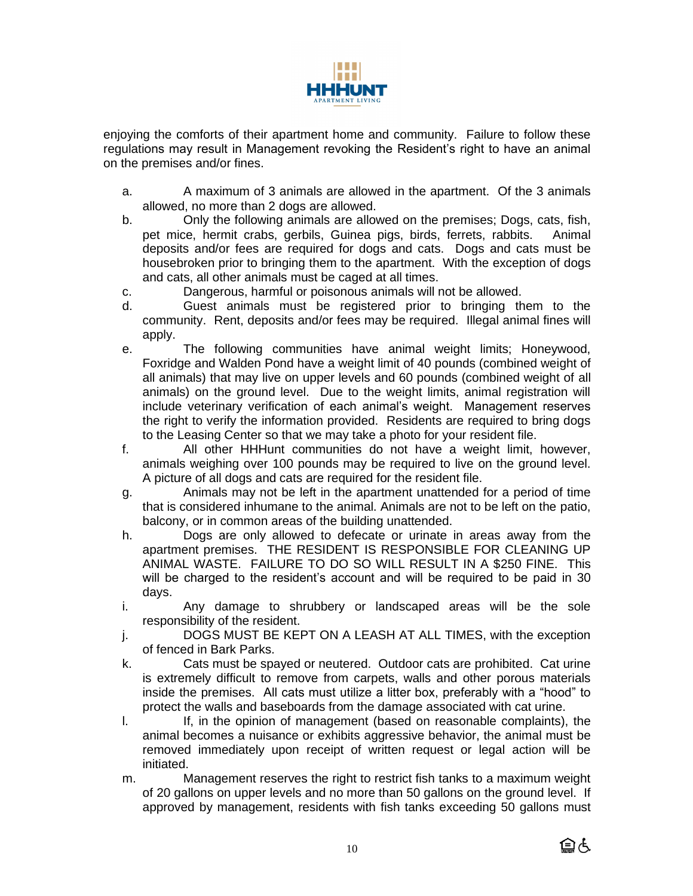enjoying the comforts of their apartment home and community. Failure to follow these regulations may result in Management revoking the Resident's right to have an animal on the premises and/or fines.

a. A maximum of 3 animals are allowed in the apartment. Of the 3 animals allowed, no more than 2 dogs are allowed.

b. Only the following animals are allowed on the premises; Dogs, cats, fish, pet mice, hermit crabs, gerbils, Guinea pigs, birds, ferrets, rabbits. Animal deposits and/or fees are required for dogs and cats. Dogs and cats must be housebroken prior to bringing them to the apartment. With the exception of dogs and cats, all other animals must be caged at all times.

c. Dangerous, harmful or poisonous animals will not be allowed.

d. Guest animals must be registered prior to bringing them to the community. Rent, deposits and/or fees may be required. Illegal animal fines will apply.

e. The following communities have animal weight limits; Honeywood, Foxridge and Walden Pond have a weight limit of 40 pounds (combined weight of all animals) that may live on upper levels and 60 pounds (combined weight of all animals) on the ground level. Due to the weight limits, animal registration will include veterinary verification of each animal's weight. Management reserves the right to verify the information provided. Residents are required to bring dogs to the Leasing Center so that we may take a photo for your resident file.

f. All other HHHunt communities do not have a weight limit, however, animals weighing over 100 pounds may be required to live on the ground level. A picture of all dogs and cats are required for the resident file.

g. Animals may not be left in the apartment unattended for a period of time that is considered inhumane to the animal. Animals are not to be left on the patio, balcony, or in common areas of the building unattended.

h. Dogs are only allowed to defecate or urinate in areas away from the apartment premises. THE RESIDENT IS RESPONSIBLE FOR CLEANING UP ANIMAL WASTE. FAILURE TO DO SO WILL RESULT IN A $250 FINE. This will be charged to the resident's account and will be required to be paid in 30 days.

i. Any damage to shrubbery or landscaped areas will be the sole responsibility of the resident.

j. DOGS MUST BE KEPT ON A LEASH AT ALL TIMES, with the exception of fenced in Bark Parks.

k. Cats must be spayed or neutered. Outdoor cats are prohibited. Cat urine is extremely difficult to remove from carpets, walls and other porous materials inside the premises. All cats must utilize a litter box, preferably with a "hood" to protect the walls and baseboards from the damage associated with cat urine.

l. If, in the opinion of management (based on reasonable complaints), the animal becomes a nuisance or exhibits aggressive behavior, the animal must be removed immediately upon receipt of written request or legal action will be initiated.

m. Management reserves the right to restrict fish tanks to a maximum weight of 20 gallons on upper levels and no more than 50 gallons on the ground level. If approved by management, residents with fish tanks exceeding 50 gallons must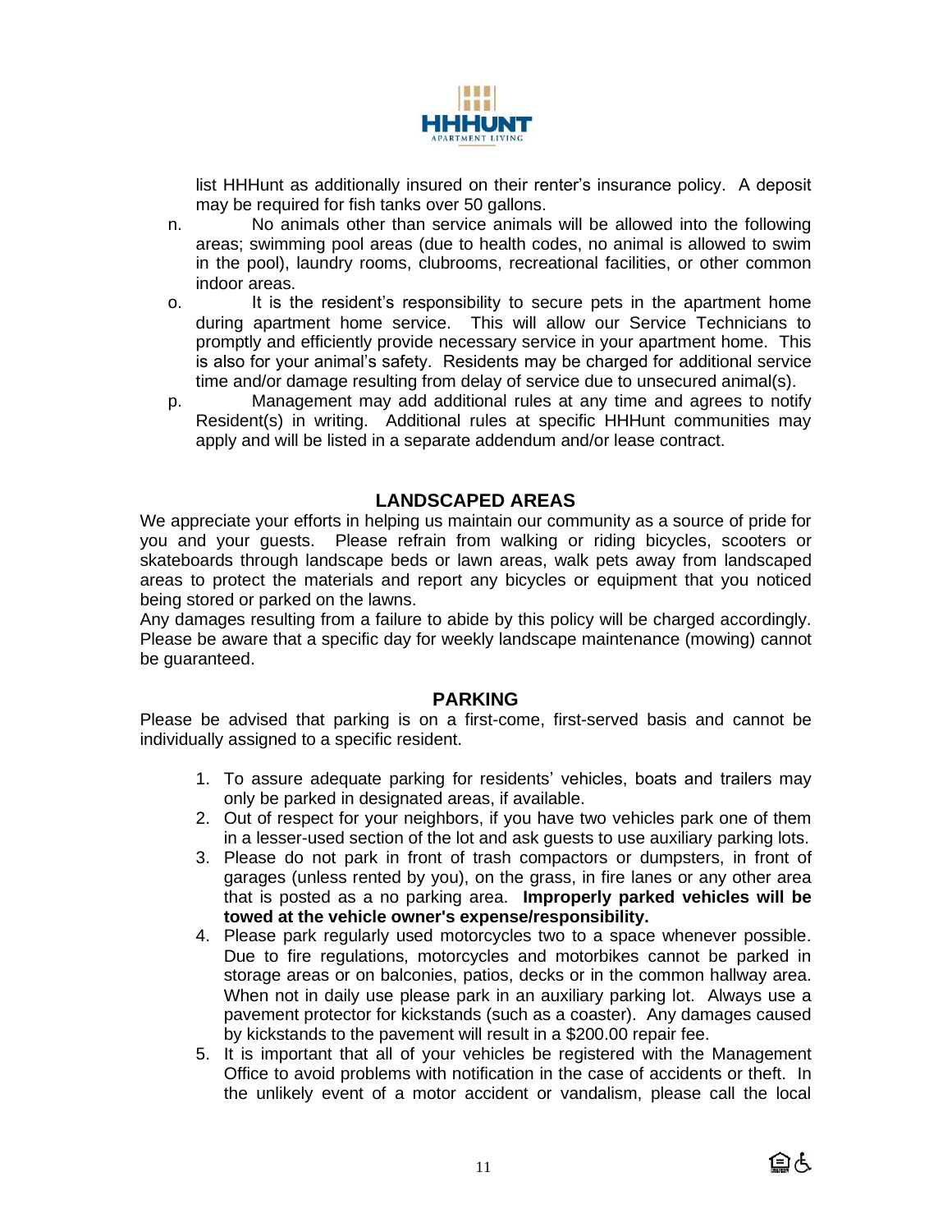list HHHunt as additionally insured on their renter's insurance policy. A deposit may be required for fish tanks over 50 gallons.

n. No animals other than service animals will be allowed into the following areas; swimming pool areas (due to health codes, no animal is allowed to swim in the pool), laundry rooms, clubrooms, recreational facilities, or other common indoor areas.

o. It is the resident's responsibility to secure pets in the apartment home during apartment home service. This will allow our Service Technicians to promptly and efficiently provide necessary service in your apartment home. This is also for your animal's safety. Residents may be charged for additional service time and/or damage resulting from delay of service due to unsecured animal(s).

p. Management may add additional rules at any time and agrees to notify Resident(s) in writing. Additional rules at specific HHHunt communities may apply and will be listed in a separate addendum and/or lease contract.

## LANDSCAPED AREAS

We appreciate your efforts in helping us maintain our community as a source of pride for you and your guests. Please refrain from walking or riding bicycles, scooters or skateboards through landscape beds or lawn areas, walk pets away from landscaped areas to protect the materials and report any bicycles or equipment that you noticed being stored or parked on the lawns.

Any damages resulting from a failure to abide by this policy will be charged accordingly. Please be aware that a specific day for weekly landscape maintenance (mowing) cannot be guaranteed.

## PARKING

Please be advised that parking is on a first-come, first-served basis and cannot be individually assigned to a specific resident.

1. To assure adequate parking for residents' vehicles, boats and trailers may only be parked in designated areas, if available.
2. Out of respect for your neighbors, if you have two vehicles park one of them in a lesser-used section of the lot and ask guests to use auxiliary parking lots.
3. Please do not park in front of trash compactors or dumpsters, in front of garages (unless rented by you), on the grass, in fire lanes or any other area that is posted as a no parking area. **Improperly parked vehicles will be towed at the vehicle owner's expense/responsibility.**
4. Please park regularly used motorcycles two to a space whenever possible. Due to fire regulations, motorcycles and motorbikes cannot be parked in storage areas or on balconies, patios, decks or in the common hallway area. When not in daily use please park in an auxiliary parking lot. Always use a pavement protector for kickstands (such as a coaster). Any damages caused by kickstands to the pavement will result in a $200.00 repair fee.
5. It is important that all of your vehicles be registered with the Management Office to avoid problems with notification in the case of accidents or theft. In the unlikely event of a motor accident or vandalism, please call the local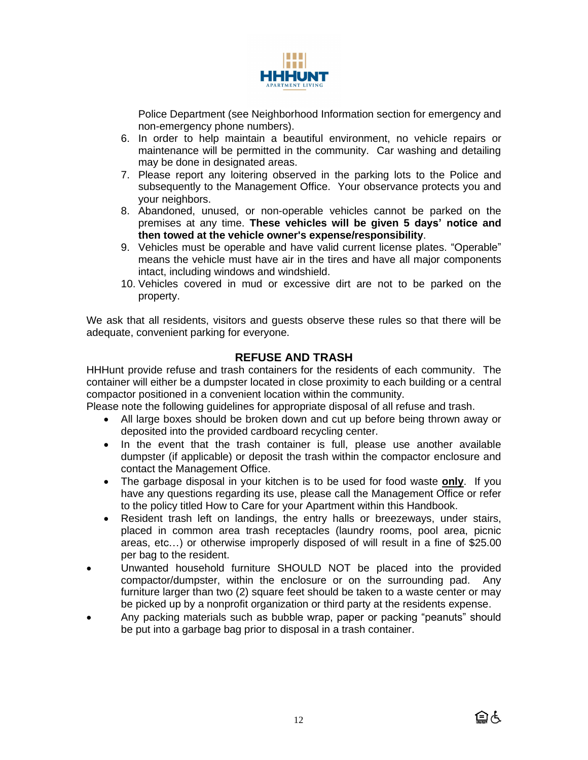Police Department (see Neighborhood Information section for emergency and non-emergency phone numbers).

6. In order to help maintain a beautiful environment, no vehicle repairs or maintenance will be permitted in the community. Car washing and detailing may be done in designated areas.
7. Please report any loitering observed in the parking lots to the Police and subsequently to the Management Office. Your observance protects you and your neighbors.
8. Abandoned, unused, or non-operable vehicles cannot be parked on the premises at any time. **These vehicles will be given 5 days' notice and then towed at the vehicle owner's expense/responsibility**.
9. Vehicles must be operable and have valid current license plates. "Operable" means the vehicle must have air in the tires and have all major components intact, including windows and windshield.
10. Vehicles covered in mud or excessive dirt are not to be parked on the property.

We ask that all residents, visitors and guests observe these rules so that there will be adequate, convenient parking for everyone.

## REFUSE AND TRASH

HHHunt provide refuse and trash containers for the residents of each community. The container will either be a dumpster located in close proximity to each building or a central compactor positioned in a convenient location within the community.

Please note the following guidelines for appropriate disposal of all refuse and trash.

- All large boxes should be broken down and cut up before being thrown away or deposited into the provided cardboard recycling center.
- In the event that the trash container is full, please use another available dumpster (if applicable) or deposit the trash within the compactor enclosure and contact the Management Office.
- The garbage disposal in your kitchen is to be used for food waste **only**. If you have any questions regarding its use, please call the Management Office or refer to the policy titled How to Care for your Apartment within this Handbook.
- Resident trash left on landings, the entry halls or breezeways, under stairs, placed in common area trash receptacles (laundry rooms, pool area, picnic areas, etc…) or otherwise improperly disposed of will result in a fine of $25.00 per bag to the resident.
- Unwanted household furniture SHOULD NOT be placed into the provided compactor/dumpster, within the enclosure or on the surrounding pad. Any furniture larger than two (2) square feet should be taken to a waste center or may be picked up by a nonprofit organization or third party at the residents expense.
- Any packing materials such as bubble wrap, paper or packing "peanuts" should be put into a garbage bag prior to disposal in a trash container.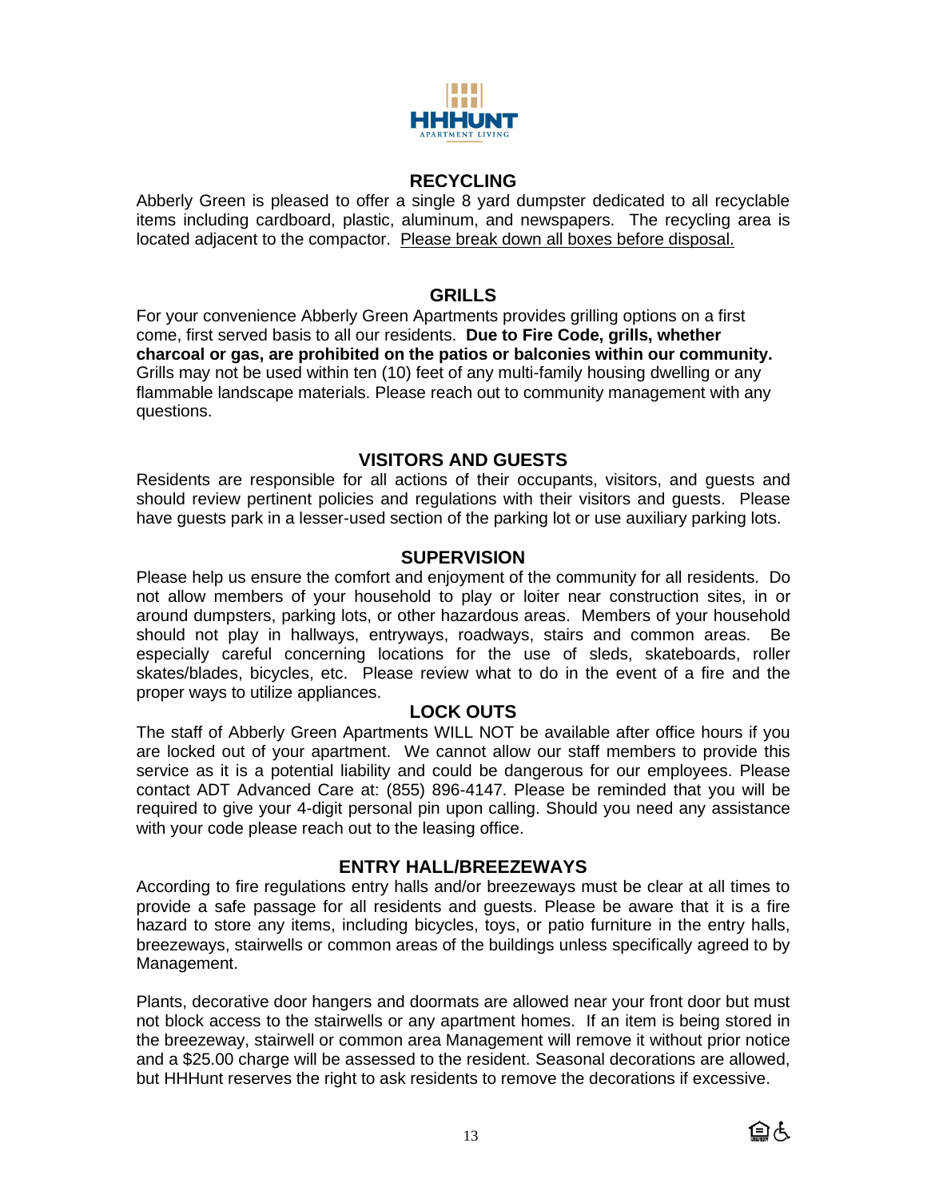## RECYCLING

Abberly Green is pleased to offer a single 8 yard dumpster dedicated to all recyclable items including cardboard, plastic, aluminum, and newspapers. The recycling area is located adjacent to the compactor. Please break down all boxes before disposal.

## GRILLS

For your convenience Abberly Green Apartments provides grilling options on a first come, first served basis to all our residents. **Due to Fire Code, grills, whether charcoal or gas, are prohibited on the patios or balconies within our community.** Grills may not be used within ten (10) feet of any multi-family housing dwelling or any flammable landscape materials. Please reach out to community management with any questions.

## VISITORS AND GUESTS

Residents are responsible for all actions of their occupants, visitors, and guests and should review pertinent policies and regulations with their visitors and guests. Please have guests park in a lesser-used section of the parking lot or use auxiliary parking lots.

## SUPERVISION

Please help us ensure the comfort and enjoyment of the community for all residents. Do not allow members of your household to play or loiter near construction sites, in or around dumpsters, parking lots, or other hazardous areas. Members of your household should not play in hallways, entryways, roadways, stairs and common areas. Be especially careful concerning locations for the use of sleds, skateboards, roller skates/blades, bicycles, etc. Please review what to do in the event of a fire and the proper ways to utilize appliances.

## LOCK OUTS

The staff of Abberly Green Apartments WILL NOT be available after office hours if you are locked out of your apartment. We cannot allow our staff members to provide this service as it is a potential liability and could be dangerous for our employees. Please contact ADT Advanced Care at: (855) 896-4147. Please be reminded that you will be required to give your 4-digit personal pin upon calling. Should you need any assistance with your code please reach out to the leasing office.

## ENTRY HALL/BREEZEWAYS

According to fire regulations entry halls and/or breezeways must be clear at all times to provide a safe passage for all residents and guests. Please be aware that it is a fire hazard to store any items, including bicycles, toys, or patio furniture in the entry halls, breezeways, stairwells or common areas of the buildings unless specifically agreed to by Management.

Plants, decorative door hangers and doormats are allowed near your front door but must not block access to the stairwells or any apartment homes. If an item is being stored in the breezeway, stairwell or common area Management will remove it without prior notice and a $25.00 charge will be assessed to the resident. Seasonal decorations are allowed, but HHHunt reserves the right to ask residents to remove the decorations if excessive.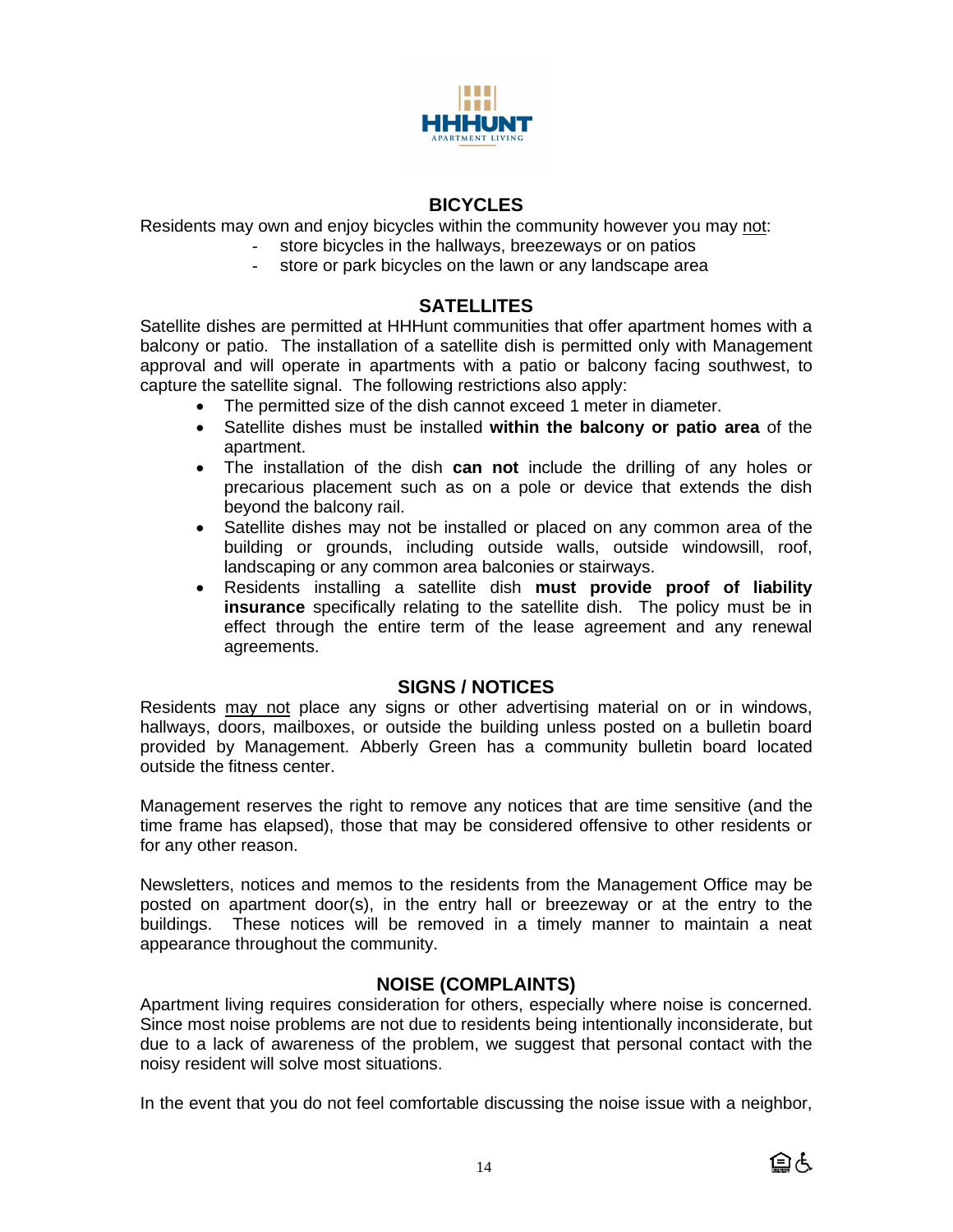## BICYCLES

Residents may own and enjoy bicycles within the community however you may not:

- store bicycles in the hallways, breezeways or on patios
- store or park bicycles on the lawn or any landscape area

## SATELLITES

Satellite dishes are permitted at HHHunt communities that offer apartment homes with a balcony or patio. The installation of a satellite dish is permitted only with Management approval and will operate in apartments with a patio or balcony facing southwest, to capture the satellite signal. The following restrictions also apply:

- The permitted size of the dish cannot exceed 1 meter in diameter.
- Satellite dishes must be installed **within the balcony or patio area** of the apartment.
- The installation of the dish **can not** include the drilling of any holes or precarious placement such as on a pole or device that extends the dish beyond the balcony rail.
- Satellite dishes may not be installed or placed on any common area of the building or grounds, including outside walls, outside windowsill, roof, landscaping or any common area balconies or stairways.
- Residents installing a satellite dish **must provide proof of liability insurance** specifically relating to the satellite dish. The policy must be in effect through the entire term of the lease agreement and any renewal agreements.

## SIGNS / NOTICES

Residents may not place any signs or other advertising material on or in windows, hallways, doors, mailboxes, or outside the building unless posted on a bulletin board provided by Management. Abberly Green has a community bulletin board located outside the fitness center.

Management reserves the right to remove any notices that are time sensitive (and the time frame has elapsed), those that may be considered offensive to other residents or for any other reason.

Newsletters, notices and memos to the residents from the Management Office may be posted on apartment door(s), in the entry hall or breezeway or at the entry to the buildings. These notices will be removed in a timely manner to maintain a neat appearance throughout the community.

## NOISE (COMPLAINTS)

Apartment living requires consideration for others, especially where noise is concerned. Since most noise problems are not due to residents being intentionally inconsiderate, but due to a lack of awareness of the problem, we suggest that personal contact with the noisy resident will solve most situations.

In the event that you do not feel comfortable discussing the noise issue with a neighbor,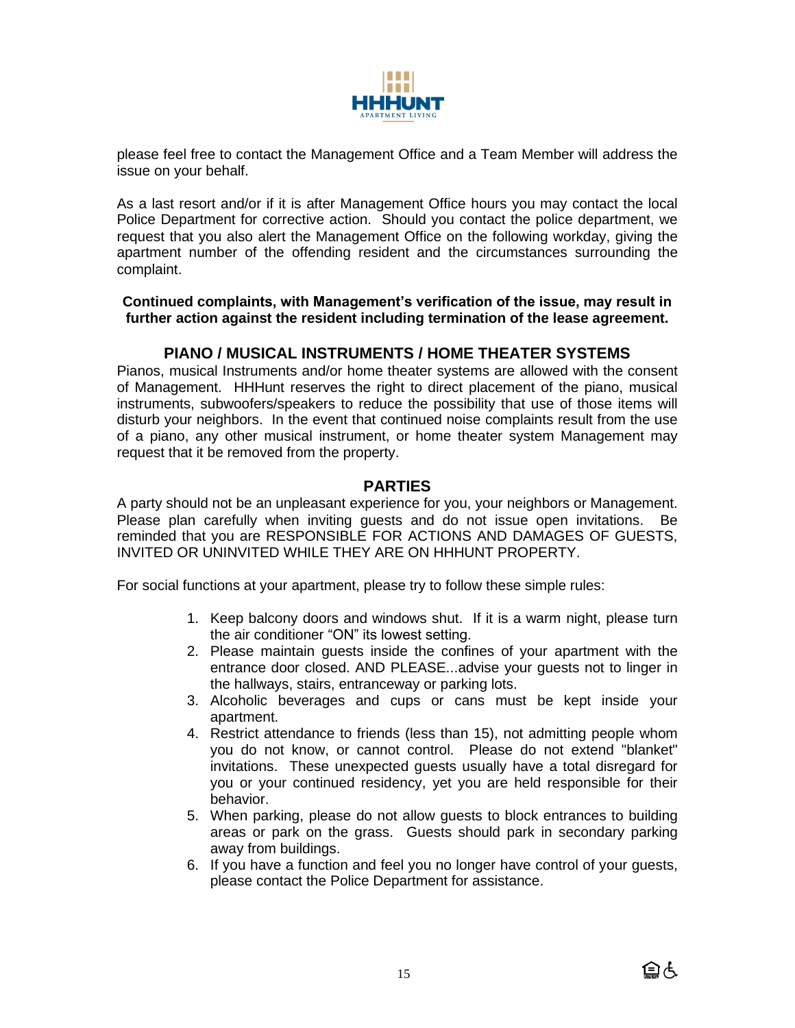please feel free to contact the Management Office and a Team Member will address the issue on your behalf.

As a last resort and/or if it is after Management Office hours you may contact the local Police Department for corrective action. Should you contact the police department, we request that you also alert the Management Office on the following workday, giving the apartment number of the offending resident and the circumstances surrounding the complaint.

**Continued complaints, with Management's verification of the issue, may result in further action against the resident including termination of the lease agreement.**

## PIANO / MUSICAL INSTRUMENTS / HOME THEATER SYSTEMS

Pianos, musical Instruments and/or home theater systems are allowed with the consent of Management. HHHunt reserves the right to direct placement of the piano, musical instruments, subwoofers/speakers to reduce the possibility that use of those items will disturb your neighbors. In the event that continued noise complaints result from the use of a piano, any other musical instrument, or home theater system Management may request that it be removed from the property.

## PARTIES

A party should not be an unpleasant experience for you, your neighbors or Management. Please plan carefully when inviting guests and do not issue open invitations. Be reminded that you are RESPONSIBLE FOR ACTIONS AND DAMAGES OF GUESTS, INVITED OR UNINVITED WHILE THEY ARE ON HHHUNT PROPERTY.

For social functions at your apartment, please try to follow these simple rules:

1. Keep balcony doors and windows shut. If it is a warm night, please turn the air conditioner "ON" its lowest setting.
2. Please maintain guests inside the confines of your apartment with the entrance door closed. AND PLEASE...advise your guests not to linger in the hallways, stairs, entranceway or parking lots.
3. Alcoholic beverages and cups or cans must be kept inside your apartment.
4. Restrict attendance to friends (less than 15), not admitting people whom you do not know, or cannot control. Please do not extend "blanket" invitations. These unexpected guests usually have a total disregard for you or your continued residency, yet you are held responsible for their behavior.
5. When parking, please do not allow guests to block entrances to building areas or park on the grass. Guests should park in secondary parking away from buildings.
6. If you have a function and feel you no longer have control of your guests, please contact the Police Department for assistance.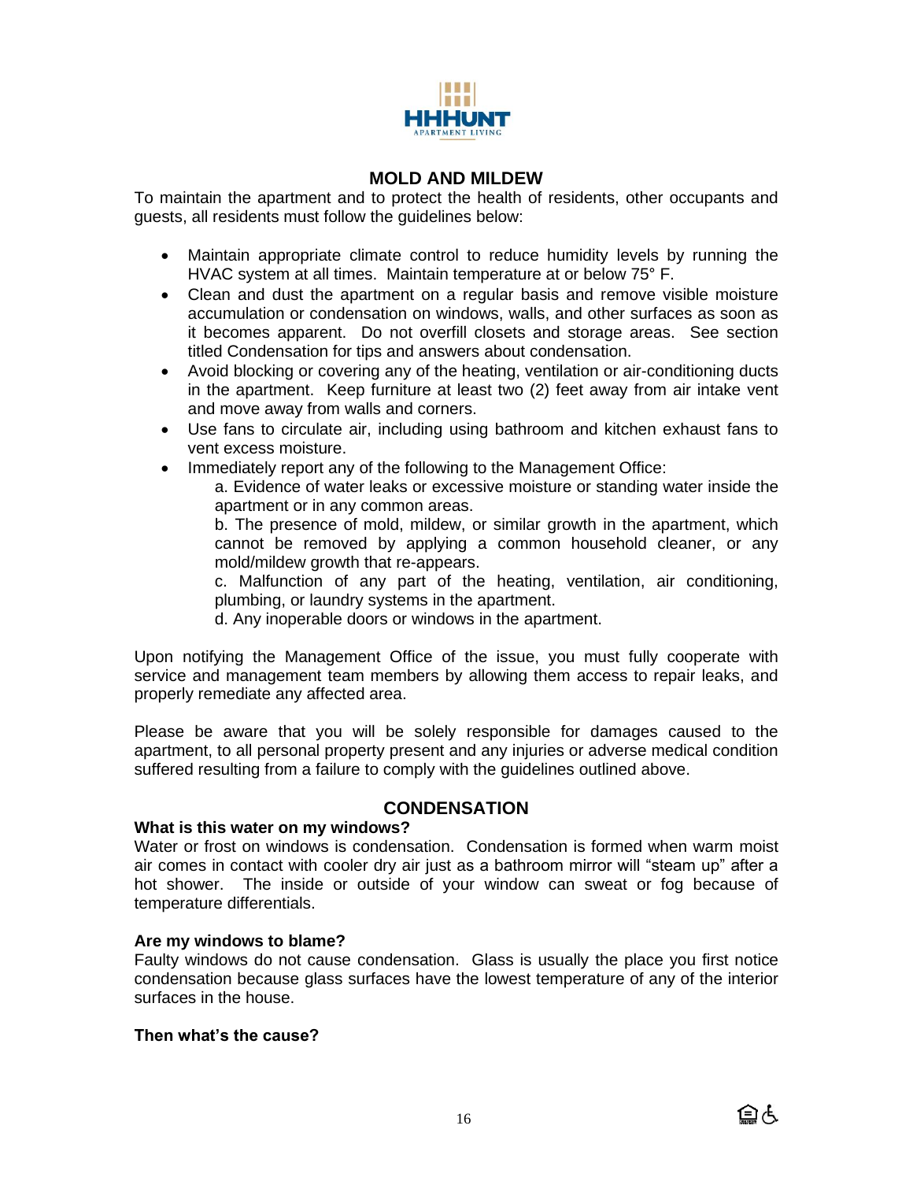HHHUNT
APARTMENT LIVING

## MOLD AND MILDEW

To maintain the apartment and to protect the health of residents, other occupants and guests, all residents must follow the guidelines below:

- Maintain appropriate climate control to reduce humidity levels by running the HVAC system at all times. Maintain temperature at or below 75° F.
- Clean and dust the apartment on a regular basis and remove visible moisture accumulation or condensation on windows, walls, and other surfaces as soon as it becomes apparent. Do not overfill closets and storage areas. See section titled Condensation for tips and answers about condensation.
- Avoid blocking or covering any of the heating, ventilation or air-conditioning ducts in the apartment. Keep furniture at least two (2) feet away from air intake vent and move away from walls and corners.
- Use fans to circulate air, including using bathroom and kitchen exhaust fans to vent excess moisture.
- Immediately report any of the following to the Management Office:
  a. Evidence of water leaks or excessive moisture or standing water inside the apartment or in any common areas.
  b. The presence of mold, mildew, or similar growth in the apartment, which cannot be removed by applying a common household cleaner, or any mold/mildew growth that re-appears.
  c. Malfunction of any part of the heating, ventilation, air conditioning, plumbing, or laundry systems in the apartment.
  d. Any inoperable doors or windows in the apartment.

Upon notifying the Management Office of the issue, you must fully cooperate with service and management team members by allowing them access to repair leaks, and properly remediate any affected area.

Please be aware that you will be solely responsible for damages caused to the apartment, to all personal property present and any injuries or adverse medical condition suffered resulting from a failure to comply with the guidelines outlined above.

## CONDENSATION

**What is this water on my windows?**

Water or frost on windows is condensation. Condensation is formed when warm moist air comes in contact with cooler dry air just as a bathroom mirror will "steam up" after a hot shower. The inside or outside of your window can sweat or fog because of temperature differentials.

**Are my windows to blame?**

Faulty windows do not cause condensation. Glass is usually the place you first notice condensation because glass surfaces have the lowest temperature of any of the interior surfaces in the house.

**Then what's the cause?**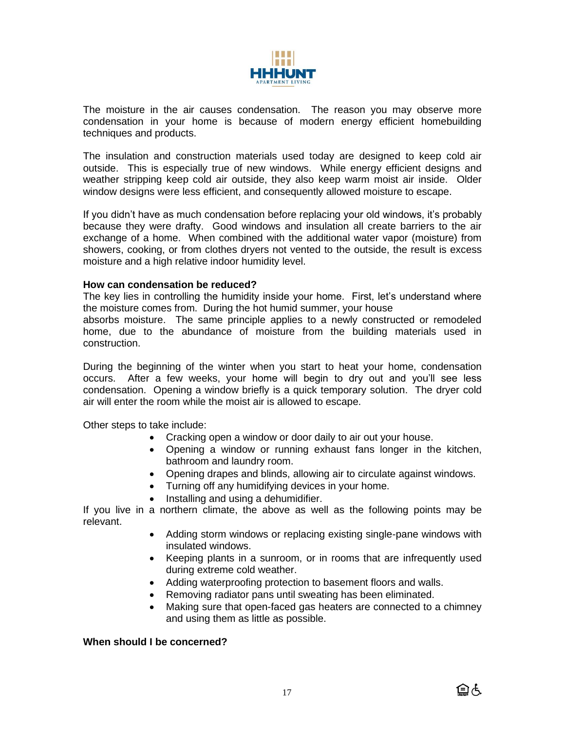The moisture in the air causes condensation. The reason you may observe more condensation in your home is because of modern energy efficient homebuilding techniques and products.

The insulation and construction materials used today are designed to keep cold air outside. This is especially true of new windows. While energy efficient designs and weather stripping keep cold air outside, they also keep warm moist air inside. Older window designs were less efficient, and consequently allowed moisture to escape.

If you didn't have as much condensation before replacing your old windows, it's probably because they were drafty. Good windows and insulation all create barriers to the air exchange of a home. When combined with the additional water vapor (moisture) from showers, cooking, or from clothes dryers not vented to the outside, the result is excess moisture and a high relative indoor humidity level.

**How can condensation be reduced?**

The key lies in controlling the humidity inside your home. First, let's understand where the moisture comes from. During the hot humid summer, your house absorbs moisture. The same principle applies to a newly constructed or remodeled home, due to the abundance of moisture from the building materials used in construction.

During the beginning of the winter when you start to heat your home, condensation occurs. After a few weeks, your home will begin to dry out and you'll see less condensation. Opening a window briefly is a quick temporary solution. The dryer cold air will enter the room while the moist air is allowed to escape.

Other steps to take include:

- Cracking open a window or door daily to air out your house.
- Opening a window or running exhaust fans longer in the kitchen, bathroom and laundry room.
- Opening drapes and blinds, allowing air to circulate against windows.
- Turning off any humidifying devices in your home.
- Installing and using a dehumidifier.

If you live in a northern climate, the above as well as the following points may be relevant.

- Adding storm windows or replacing existing single-pane windows with insulated windows.
- Keeping plants in a sunroom, or in rooms that are infrequently used during extreme cold weather.
- Adding waterproofing protection to basement floors and walls.
- Removing radiator pans until sweating has been eliminated.
- Making sure that open-faced gas heaters are connected to a chimney and using them as little as possible.

**When should I be concerned?**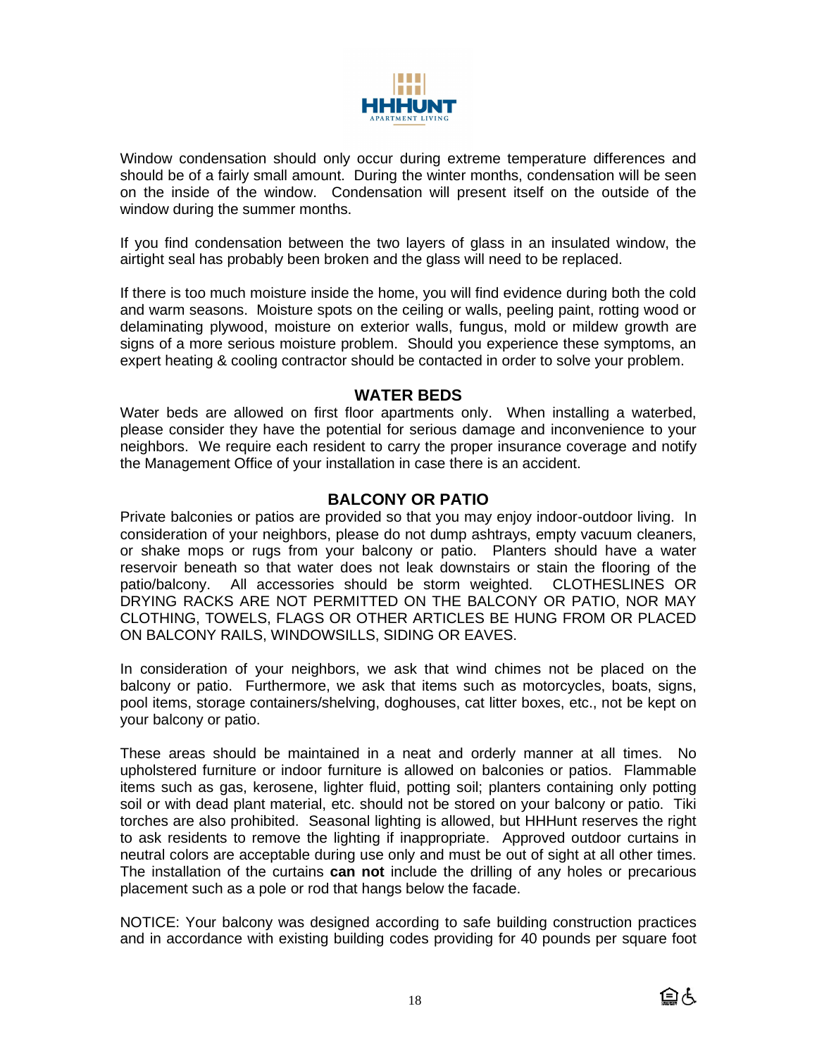Window condensation should only occur during extreme temperature differences and should be of a fairly small amount. During the winter months, condensation will be seen on the inside of the window. Condensation will present itself on the outside of the window during the summer months.

If you find condensation between the two layers of glass in an insulated window, the airtight seal has probably been broken and the glass will need to be replaced.

If there is too much moisture inside the home, you will find evidence during both the cold and warm seasons. Moisture spots on the ceiling or walls, peeling paint, rotting wood or delaminating plywood, moisture on exterior walls, fungus, mold or mildew growth are signs of a more serious moisture problem. Should you experience these symptoms, an expert heating & cooling contractor should be contacted in order to solve your problem.

## WATER BEDS

Water beds are allowed on first floor apartments only. When installing a waterbed, please consider they have the potential for serious damage and inconvenience to your neighbors. We require each resident to carry the proper insurance coverage and notify the Management Office of your installation in case there is an accident.

## BALCONY OR PATIO

Private balconies or patios are provided so that you may enjoy indoor-outdoor living. In consideration of your neighbors, please do not dump ashtrays, empty vacuum cleaners, or shake mops or rugs from your balcony or patio. Planters should have a water reservoir beneath so that water does not leak downstairs or stain the flooring of the patio/balcony. All accessories should be storm weighted. CLOTHESLINES OR DRYING RACKS ARE NOT PERMITTED ON THE BALCONY OR PATIO, NOR MAY CLOTHING, TOWELS, FLAGS OR OTHER ARTICLES BE HUNG FROM OR PLACED ON BALCONY RAILS, WINDOWSILLS, SIDING OR EAVES.

In consideration of your neighbors, we ask that wind chimes not be placed on the balcony or patio. Furthermore, we ask that items such as motorcycles, boats, signs, pool items, storage containers/shelving, doghouses, cat litter boxes, etc., not be kept on your balcony or patio.

These areas should be maintained in a neat and orderly manner at all times. No upholstered furniture or indoor furniture is allowed on balconies or patios. Flammable items such as gas, kerosene, lighter fluid, potting soil; planters containing only potting soil or with dead plant material, etc. should not be stored on your balcony or patio. Tiki torches are also prohibited. Seasonal lighting is allowed, but HHHunt reserves the right to ask residents to remove the lighting if inappropriate. Approved outdoor curtains in neutral colors are acceptable during use only and must be out of sight at all other times. The installation of the curtains **can not** include the drilling of any holes or precarious placement such as a pole or rod that hangs below the facade.

NOTICE: Your balcony was designed according to safe building construction practices and in accordance with existing building codes providing for 40 pounds per square foot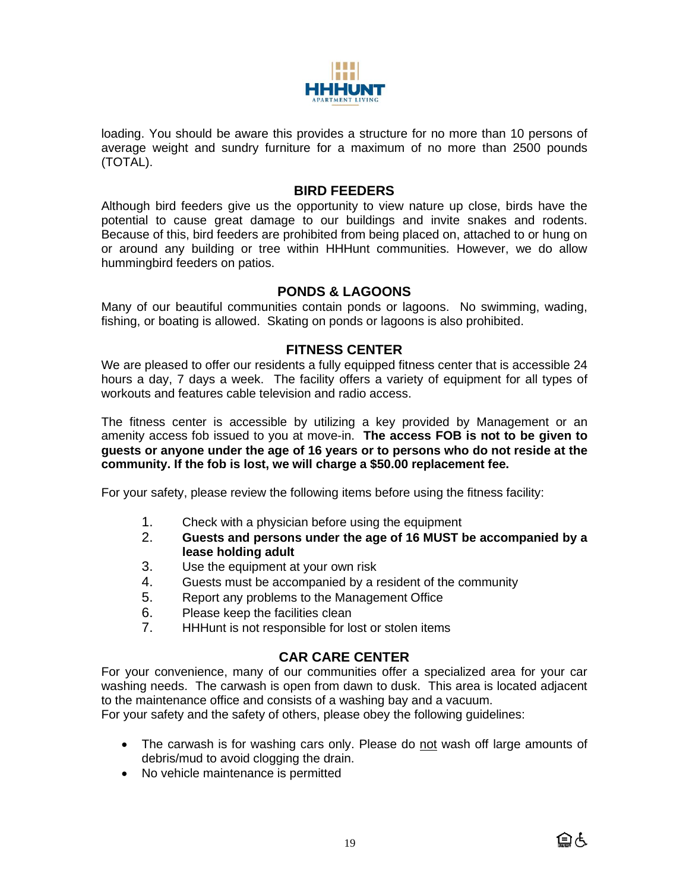loading. You should be aware this provides a structure for no more than 10 persons of average weight and sundry furniture for a maximum of no more than 2500 pounds (TOTAL).

## BIRD FEEDERS

Although bird feeders give us the opportunity to view nature up close, birds have the potential to cause great damage to our buildings and invite snakes and rodents. Because of this, bird feeders are prohibited from being placed on, attached to or hung on or around any building or tree within HHHunt communities. However, we do allow hummingbird feeders on patios.

## PONDS & LAGOONS

Many of our beautiful communities contain ponds or lagoons. No swimming, wading, fishing, or boating is allowed. Skating on ponds or lagoons is also prohibited.

## FITNESS CENTER

We are pleased to offer our residents a fully equipped fitness center that is accessible 24 hours a day, 7 days a week. The facility offers a variety of equipment for all types of workouts and features cable television and radio access.

The fitness center is accessible by utilizing a key provided by Management or an amenity access fob issued to you at move-in. **The access FOB is not to be given to guests or anyone under the age of 16 years or to persons who do not reside at the community. If the fob is lost, we will charge a $50.00 replacement fee.**

For your safety, please review the following items before using the fitness facility:

1. Check with a physician before using the equipment
2. **Guests and persons under the age of 16 MUST be accompanied by a lease holding adult**
3. Use the equipment at your own risk
4. Guests must be accompanied by a resident of the community
5. Report any problems to the Management Office
6. Please keep the facilities clean
7. HHHunt is not responsible for lost or stolen items

## CAR CARE CENTER

For your convenience, many of our communities offer a specialized area for your car washing needs. The carwash is open from dawn to dusk. This area is located adjacent to the maintenance office and consists of a washing bay and a vacuum.
For your safety and the safety of others, please obey the following guidelines:

- The carwash is for washing cars only. Please do not wash off large amounts of debris/mud to avoid clogging the drain.
- No vehicle maintenance is permitted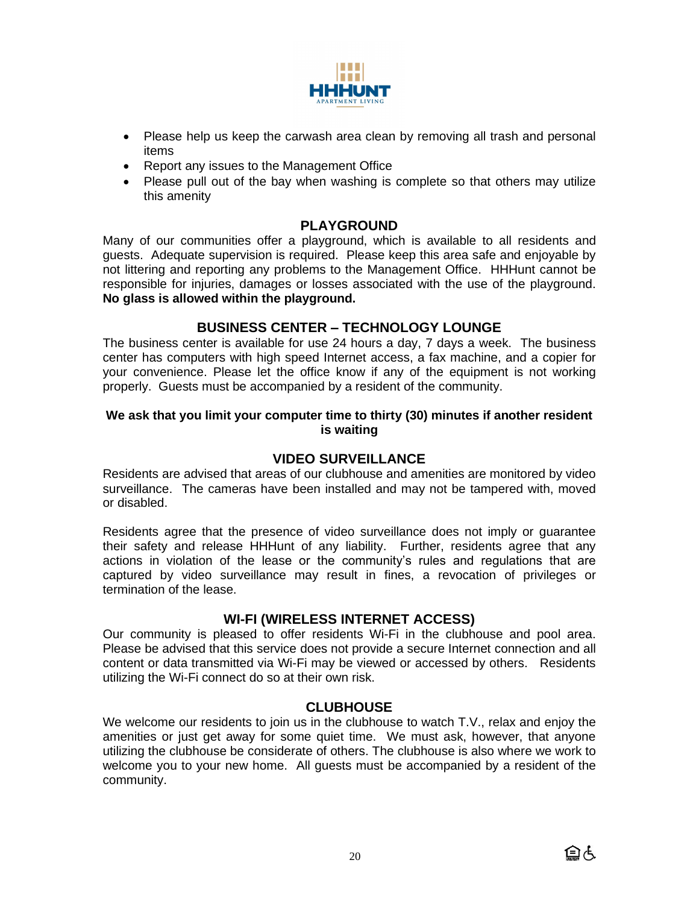- Please help us keep the carwash area clean by removing all trash and personal items
- Report any issues to the Management Office
- Please pull out of the bay when washing is complete so that others may utilize this amenity

## PLAYGROUND

Many of our communities offer a playground, which is available to all residents and guests. Adequate supervision is required. Please keep this area safe and enjoyable by not littering and reporting any problems to the Management Office. HHHunt cannot be responsible for injuries, damages or losses associated with the use of the playground. **No glass is allowed within the playground.**

## BUSINESS CENTER – TECHNOLOGY LOUNGE

The business center is available for use 24 hours a day, 7 days a week. The business center has computers with high speed Internet access, a fax machine, and a copier for your convenience. Please let the office know if any of the equipment is not working properly. Guests must be accompanied by a resident of the community.

**We ask that you limit your computer time to thirty (30) minutes if another resident is waiting**

## VIDEO SURVEILLANCE

Residents are advised that areas of our clubhouse and amenities are monitored by video surveillance. The cameras have been installed and may not be tampered with, moved or disabled.

Residents agree that the presence of video surveillance does not imply or guarantee their safety and release HHHunt of any liability. Further, residents agree that any actions in violation of the lease or the community's rules and regulations that are captured by video surveillance may result in fines, a revocation of privileges or termination of the lease.

## WI-FI (WIRELESS INTERNET ACCESS)

Our community is pleased to offer residents Wi-Fi in the clubhouse and pool area. Please be advised that this service does not provide a secure Internet connection and all content or data transmitted via Wi-Fi may be viewed or accessed by others. Residents utilizing the Wi-Fi connect do so at their own risk.

## CLUBHOUSE

We welcome our residents to join us in the clubhouse to watch T.V., relax and enjoy the amenities or just get away for some quiet time. We must ask, however, that anyone utilizing the clubhouse be considerate of others. The clubhouse is also where we work to welcome you to your new home. All guests must be accompanied by a resident of the community.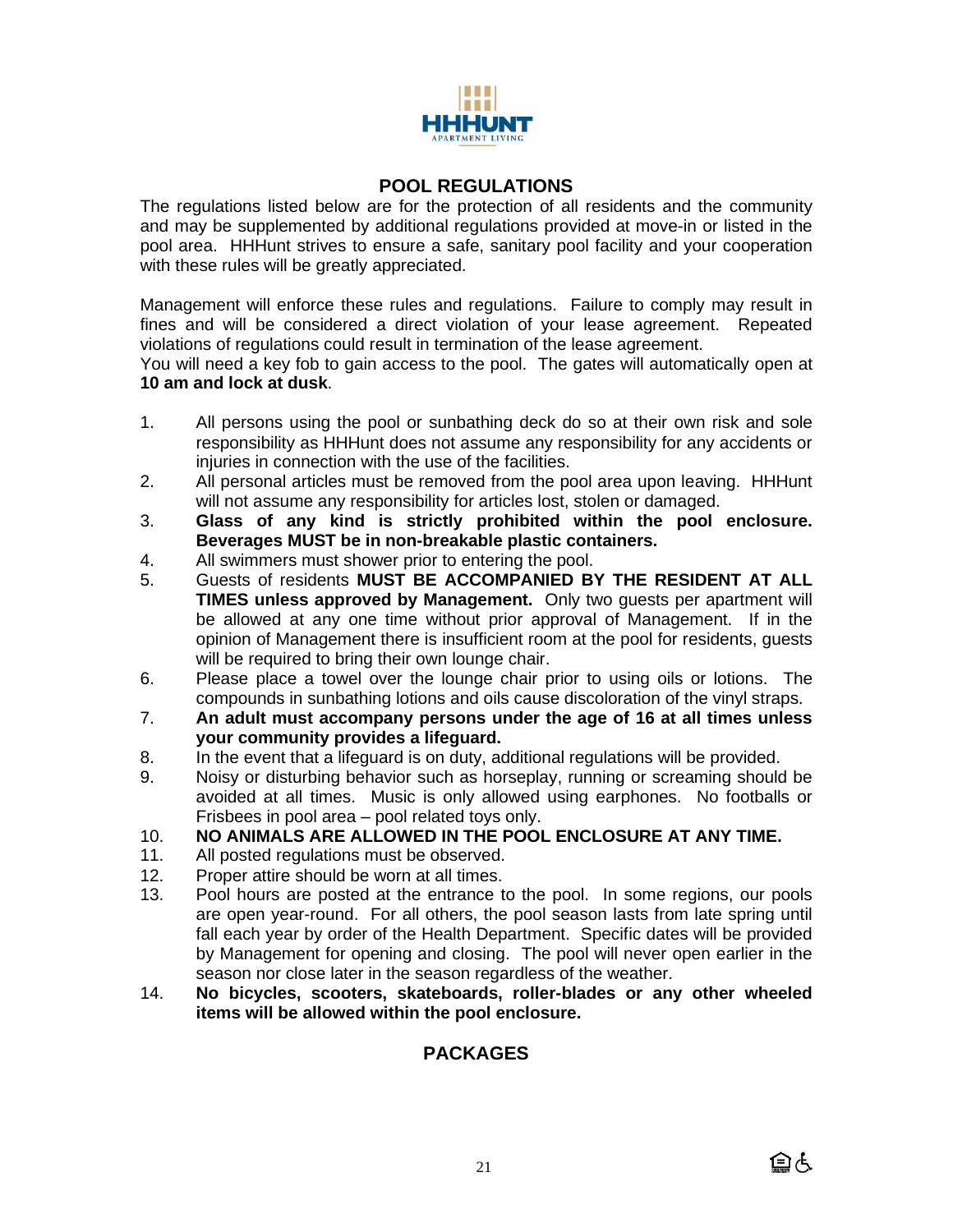## POOL REGULATIONS

The regulations listed below are for the protection of all residents and the community and may be supplemented by additional regulations provided at move-in or listed in the pool area. HHHunt strives to ensure a safe, sanitary pool facility and your cooperation with these rules will be greatly appreciated.

Management will enforce these rules and regulations. Failure to comply may result in fines and will be considered a direct violation of your lease agreement. Repeated violations of regulations could result in termination of the lease agreement.
You will need a key fob to gain access to the pool. The gates will automatically open at **10 am and lock at dusk**.

1. All persons using the pool or sunbathing deck do so at their own risk and sole responsibility as HHHunt does not assume any responsibility for any accidents or injuries in connection with the use of the facilities.
2. All personal articles must be removed from the pool area upon leaving. HHHunt will not assume any responsibility for articles lost, stolen or damaged.
3. **Glass of any kind is strictly prohibited within the pool enclosure. Beverages MUST be in non-breakable plastic containers.**
4. All swimmers must shower prior to entering the pool.
5. Guests of residents **MUST BE ACCOMPANIED BY THE RESIDENT AT ALL TIMES unless approved by Management.** Only two guests per apartment will be allowed at any one time without prior approval of Management. If in the opinion of Management there is insufficient room at the pool for residents, guests will be required to bring their own lounge chair.
6. Please place a towel over the lounge chair prior to using oils or lotions. The compounds in sunbathing lotions and oils cause discoloration of the vinyl straps.
7. **An adult must accompany persons under the age of 16 at all times unless your community provides a lifeguard.**
8. In the event that a lifeguard is on duty, additional regulations will be provided.
9. Noisy or disturbing behavior such as horseplay, running or screaming should be avoided at all times. Music is only allowed using earphones. No footballs or Frisbees in pool area – pool related toys only.
10. **NO ANIMALS ARE ALLOWED IN THE POOL ENCLOSURE AT ANY TIME.**
11. All posted regulations must be observed.
12. Proper attire should be worn at all times.
13. Pool hours are posted at the entrance to the pool. In some regions, our pools are open year-round. For all others, the pool season lasts from late spring until fall each year by order of the Health Department. Specific dates will be provided by Management for opening and closing. The pool will never open earlier in the season nor close later in the season regardless of the weather.
14. **No bicycles, scooters, skateboards, roller-blades or any other wheeled items will be allowed within the pool enclosure.**

## PACKAGES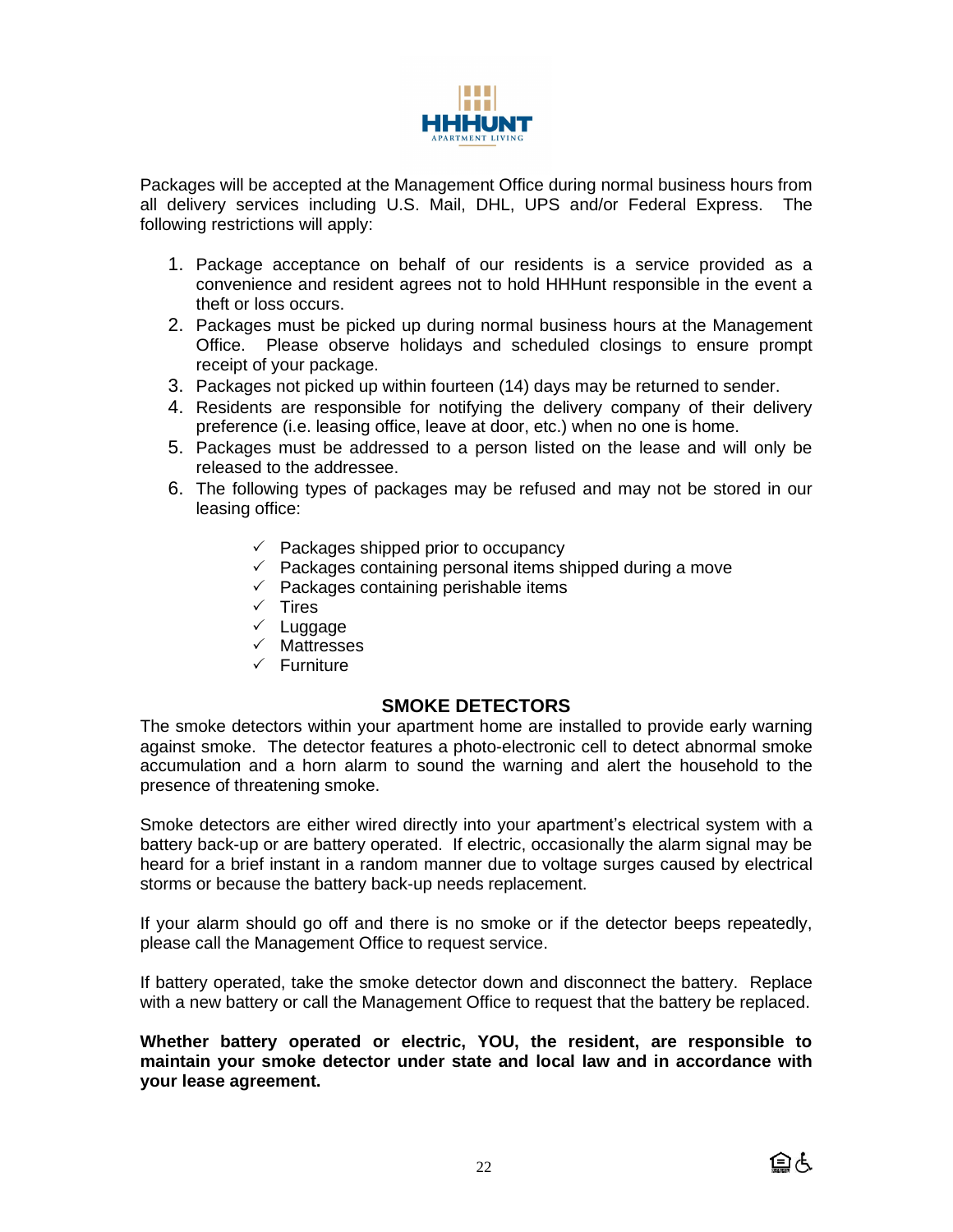Packages will be accepted at the Management Office during normal business hours from all delivery services including U.S. Mail, DHL, UPS and/or Federal Express. The following restrictions will apply:

1. Package acceptance on behalf of our residents is a service provided as a convenience and resident agrees not to hold HHHunt responsible in the event a theft or loss occurs.
2. Packages must be picked up during normal business hours at the Management Office. Please observe holidays and scheduled closings to ensure prompt receipt of your package.
3. Packages not picked up within fourteen (14) days may be returned to sender.
4. Residents are responsible for notifying the delivery company of their delivery preference (i.e. leasing office, leave at door, etc.) when no one is home.
5. Packages must be addressed to a person listed on the lease and will only be released to the addressee.
6. The following types of packages may be refused and may not be stored in our leasing office:

   - ✓ Packages shipped prior to occupancy
   - ✓ Packages containing personal items shipped during a move
   - ✓ Packages containing perishable items
   - ✓ Tires
   - ✓ Luggage
   - ✓ Mattresses
   - ✓ Furniture

## SMOKE DETECTORS

The smoke detectors within your apartment home are installed to provide early warning against smoke. The detector features a photo-electronic cell to detect abnormal smoke accumulation and a horn alarm to sound the warning and alert the household to the presence of threatening smoke.

Smoke detectors are either wired directly into your apartment's electrical system with a battery back-up or are battery operated. If electric, occasionally the alarm signal may be heard for a brief instant in a random manner due to voltage surges caused by electrical storms or because the battery back-up needs replacement.

If your alarm should go off and there is no smoke or if the detector beeps repeatedly, please call the Management Office to request service.

If battery operated, take the smoke detector down and disconnect the battery. Replace with a new battery or call the Management Office to request that the battery be replaced.

**Whether battery operated or electric, YOU, the resident, are responsible to maintain your smoke detector under state and local law and in accordance with your lease agreement.**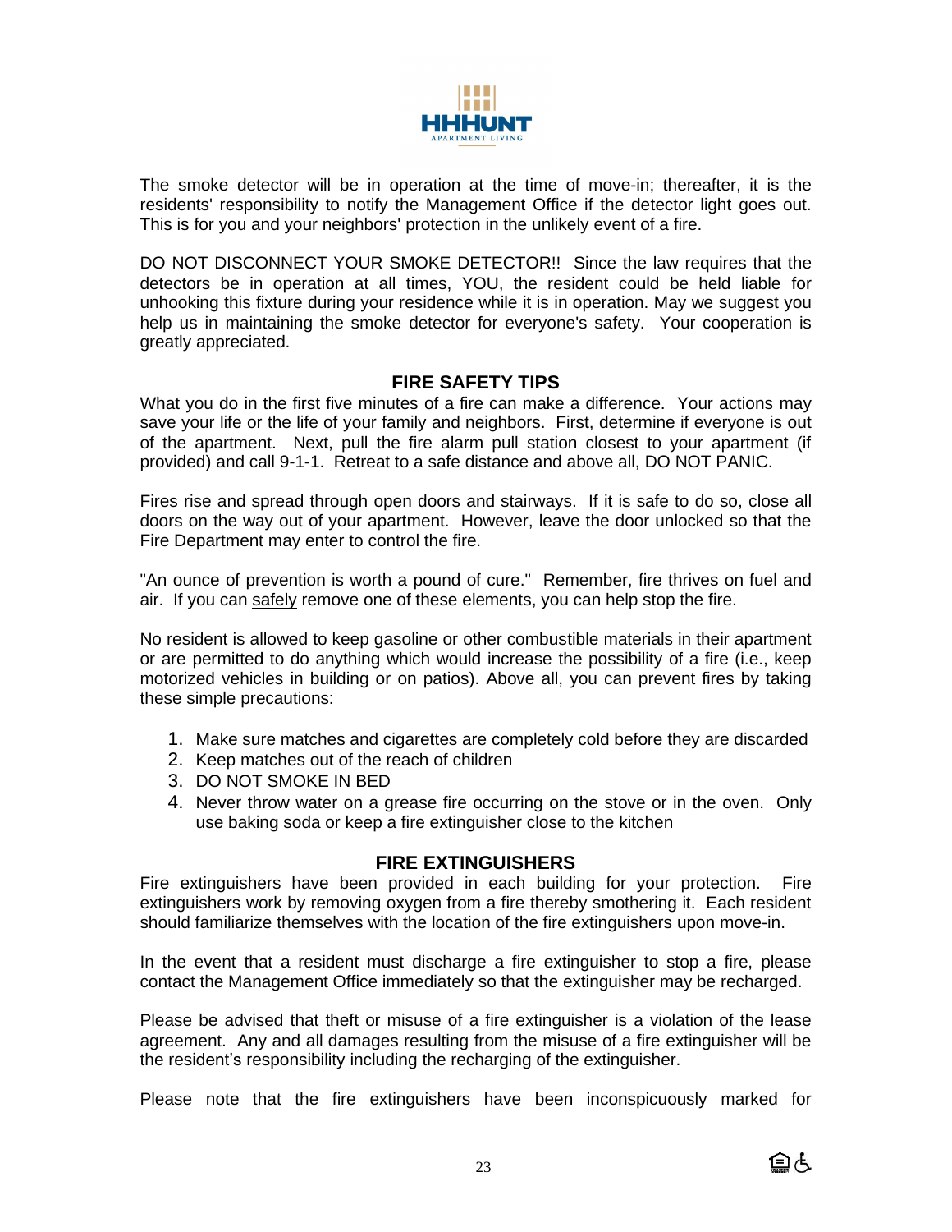The smoke detector will be in operation at the time of move-in; thereafter, it is the residents' responsibility to notify the Management Office if the detector light goes out. This is for you and your neighbors' protection in the unlikely event of a fire.

DO NOT DISCONNECT YOUR SMOKE DETECTOR!! Since the law requires that the detectors be in operation at all times, YOU, the resident could be held liable for unhooking this fixture during your residence while it is in operation. May we suggest you help us in maintaining the smoke detector for everyone's safety. Your cooperation is greatly appreciated.

## FIRE SAFETY TIPS

What you do in the first five minutes of a fire can make a difference. Your actions may save your life or the life of your family and neighbors. First, determine if everyone is out of the apartment. Next, pull the fire alarm pull station closest to your apartment (if provided) and call 9-1-1. Retreat to a safe distance and above all, DO NOT PANIC.

Fires rise and spread through open doors and stairways. If it is safe to do so, close all doors on the way out of your apartment. However, leave the door unlocked so that the Fire Department may enter to control the fire.

"An ounce of prevention is worth a pound of cure." Remember, fire thrives on fuel and air. If you can <u>safely</u> remove one of these elements, you can help stop the fire.

No resident is allowed to keep gasoline or other combustible materials in their apartment or are permitted to do anything which would increase the possibility of a fire (i.e., keep motorized vehicles in building or on patios). Above all, you can prevent fires by taking these simple precautions:

1. Make sure matches and cigarettes are completely cold before they are discarded
2. Keep matches out of the reach of children
3. DO NOT SMOKE IN BED
4. Never throw water on a grease fire occurring on the stove or in the oven. Only use baking soda or keep a fire extinguisher close to the kitchen

## FIRE EXTINGUISHERS

Fire extinguishers have been provided in each building for your protection. Fire extinguishers work by removing oxygen from a fire thereby smothering it. Each resident should familiarize themselves with the location of the fire extinguishers upon move-in.

In the event that a resident must discharge a fire extinguisher to stop a fire, please contact the Management Office immediately so that the extinguisher may be recharged.

Please be advised that theft or misuse of a fire extinguisher is a violation of the lease agreement. Any and all damages resulting from the misuse of a fire extinguisher will be the resident's responsibility including the recharging of the extinguisher.

Please note that the fire extinguishers have been inconspicuously marked for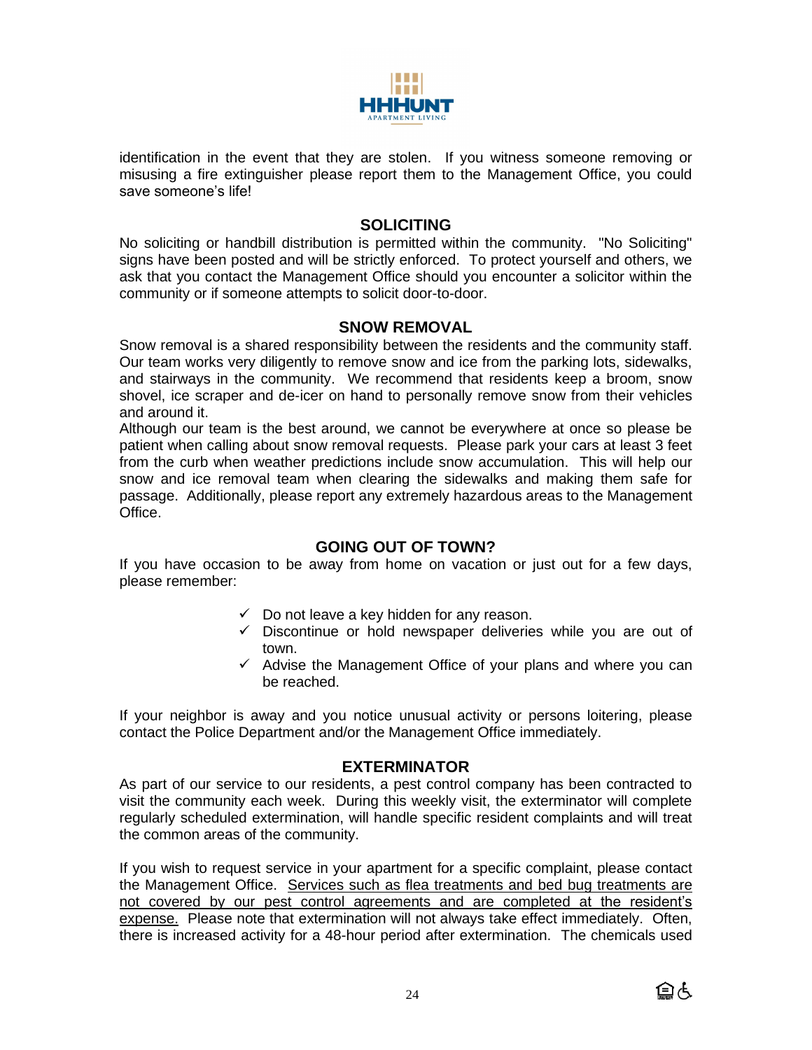identification in the event that they are stolen. If you witness someone removing or misusing a fire extinguisher please report them to the Management Office, you could save someone's life!

## SOLICITING

No soliciting or handbill distribution is permitted within the community. "No Soliciting" signs have been posted and will be strictly enforced. To protect yourself and others, we ask that you contact the Management Office should you encounter a solicitor within the community or if someone attempts to solicit door-to-door.

## SNOW REMOVAL

Snow removal is a shared responsibility between the residents and the community staff. Our team works very diligently to remove snow and ice from the parking lots, sidewalks, and stairways in the community. We recommend that residents keep a broom, snow shovel, ice scraper and de-icer on hand to personally remove snow from their vehicles and around it.

Although our team is the best around, we cannot be everywhere at once so please be patient when calling about snow removal requests. Please park your cars at least 3 feet from the curb when weather predictions include snow accumulation. This will help our snow and ice removal team when clearing the sidewalks and making them safe for passage. Additionally, please report any extremely hazardous areas to the Management Office.

## GOING OUT OF TOWN?

If you have occasion to be away from home on vacation or just out for a few days, please remember:

- ✓ Do not leave a key hidden for any reason.
- ✓ Discontinue or hold newspaper deliveries while you are out of town.
- ✓ Advise the Management Office of your plans and where you can be reached.

If your neighbor is away and you notice unusual activity or persons loitering, please contact the Police Department and/or the Management Office immediately.

## EXTERMINATOR

As part of our service to our residents, a pest control company has been contracted to visit the community each week. During this weekly visit, the exterminator will complete regularly scheduled extermination, will handle specific resident complaints and will treat the common areas of the community.

If you wish to request service in your apartment for a specific complaint, please contact the Management Office. <u>Services such as flea treatments and bed bug treatments are not covered by our pest control agreements and are completed at the resident's expense.</u> Please note that extermination will not always take effect immediately. Often, there is increased activity for a 48-hour period after extermination. The chemicals used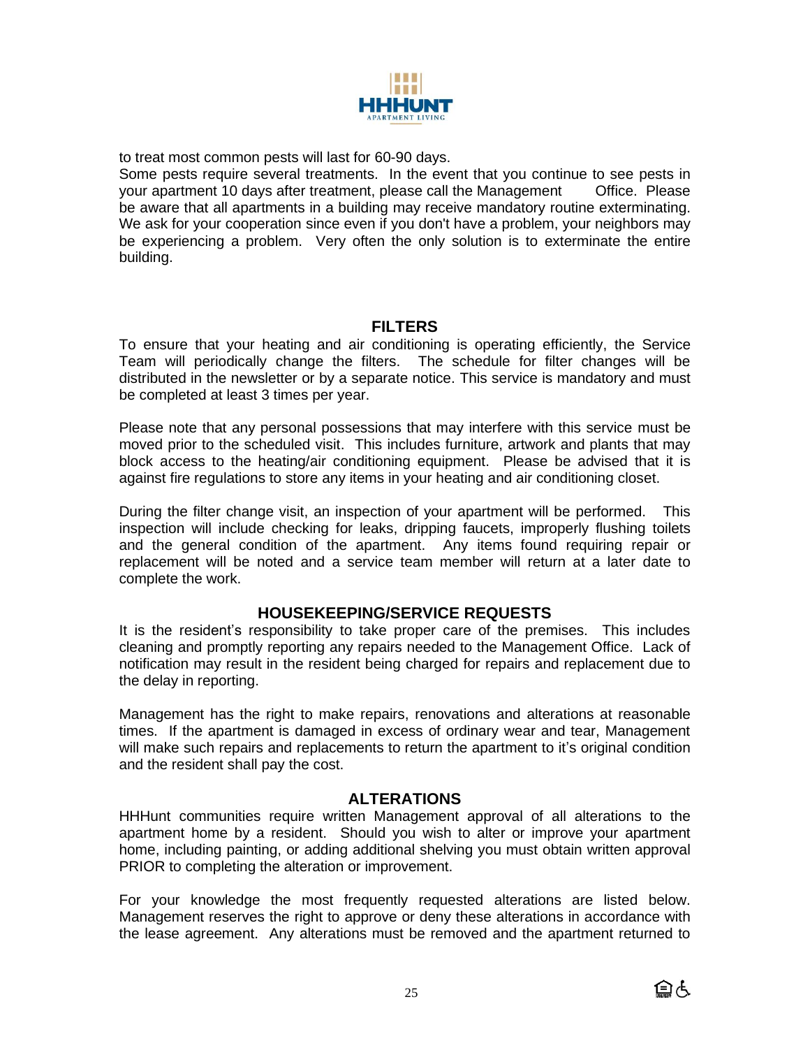to treat most common pests will last for 60-90 days.

Some pests require several treatments. In the event that you continue to see pests in your apartment 10 days after treatment, please call the Management Office. Please be aware that all apartments in a building may receive mandatory routine exterminating. We ask for your cooperation since even if you don't have a problem, your neighbors may be experiencing a problem. Very often the only solution is to exterminate the entire building.

## FILTERS

To ensure that your heating and air conditioning is operating efficiently, the Service Team will periodically change the filters. The schedule for filter changes will be distributed in the newsletter or by a separate notice. This service is mandatory and must be completed at least 3 times per year.

Please note that any personal possessions that may interfere with this service must be moved prior to the scheduled visit. This includes furniture, artwork and plants that may block access to the heating/air conditioning equipment. Please be advised that it is against fire regulations to store any items in your heating and air conditioning closet.

During the filter change visit, an inspection of your apartment will be performed. This inspection will include checking for leaks, dripping faucets, improperly flushing toilets and the general condition of the apartment. Any items found requiring repair or replacement will be noted and a service team member will return at a later date to complete the work.

## HOUSEKEEPING/SERVICE REQUESTS

It is the resident's responsibility to take proper care of the premises. This includes cleaning and promptly reporting any repairs needed to the Management Office. Lack of notification may result in the resident being charged for repairs and replacement due to the delay in reporting.

Management has the right to make repairs, renovations and alterations at reasonable times. If the apartment is damaged in excess of ordinary wear and tear, Management will make such repairs and replacements to return the apartment to it's original condition and the resident shall pay the cost.

## ALTERATIONS

HHHunt communities require written Management approval of all alterations to the apartment home by a resident. Should you wish to alter or improve your apartment home, including painting, or adding additional shelving you must obtain written approval PRIOR to completing the alteration or improvement.

For your knowledge the most frequently requested alterations are listed below. Management reserves the right to approve or deny these alterations in accordance with the lease agreement. Any alterations must be removed and the apartment returned to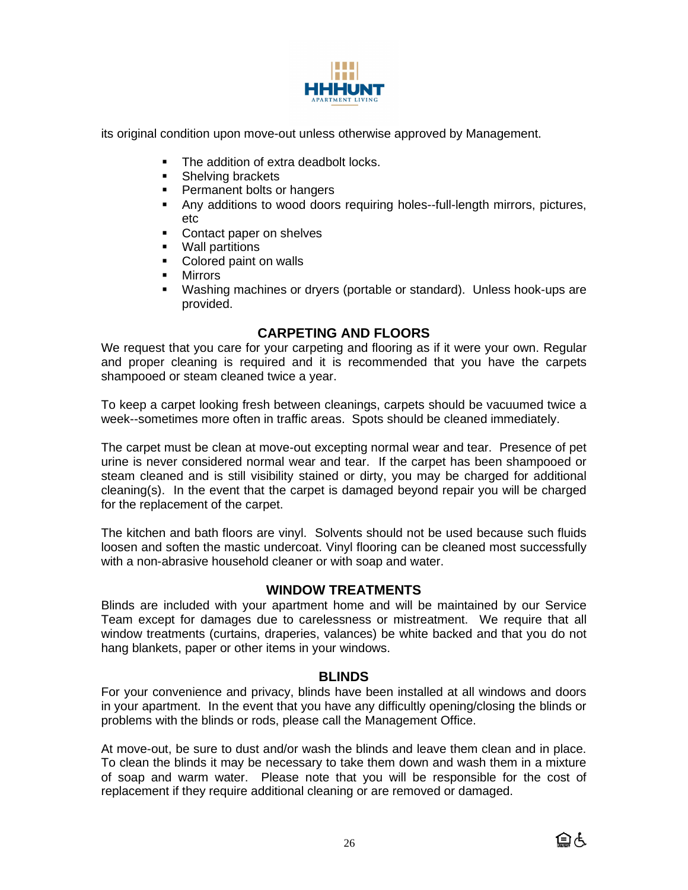its original condition upon move-out unless otherwise approved by Management.

- The addition of extra deadbolt locks.
- Shelving brackets
- Permanent bolts or hangers
- Any additions to wood doors requiring holes--full-length mirrors, pictures, etc
- Contact paper on shelves
- Wall partitions
- Colored paint on walls
- Mirrors
- Washing machines or dryers (portable or standard). Unless hook-ups are provided.

## CARPETING AND FLOORS

We request that you care for your carpeting and flooring as if it were your own. Regular and proper cleaning is required and it is recommended that you have the carpets shampooed or steam cleaned twice a year.

To keep a carpet looking fresh between cleanings, carpets should be vacuumed twice a week--sometimes more often in traffic areas. Spots should be cleaned immediately.

The carpet must be clean at move-out excepting normal wear and tear. Presence of pet urine is never considered normal wear and tear. If the carpet has been shampooed or steam cleaned and is still visibility stained or dirty, you may be charged for additional cleaning(s). In the event that the carpet is damaged beyond repair you will be charged for the replacement of the carpet.

The kitchen and bath floors are vinyl. Solvents should not be used because such fluids loosen and soften the mastic undercoat. Vinyl flooring can be cleaned most successfully with a non-abrasive household cleaner or with soap and water.

## WINDOW TREATMENTS

Blinds are included with your apartment home and will be maintained by our Service Team except for damages due to carelessness or mistreatment. We require that all window treatments (curtains, draperies, valances) be white backed and that you do not hang blankets, paper or other items in your windows.

## BLINDS

For your convenience and privacy, blinds have been installed at all windows and doors in your apartment. In the event that you have any difficultly opening/closing the blinds or problems with the blinds or rods, please call the Management Office.

At move-out, be sure to dust and/or wash the blinds and leave them clean and in place. To clean the blinds it may be necessary to take them down and wash them in a mixture of soap and warm water. Please note that you will be responsible for the cost of replacement if they require additional cleaning or are removed or damaged.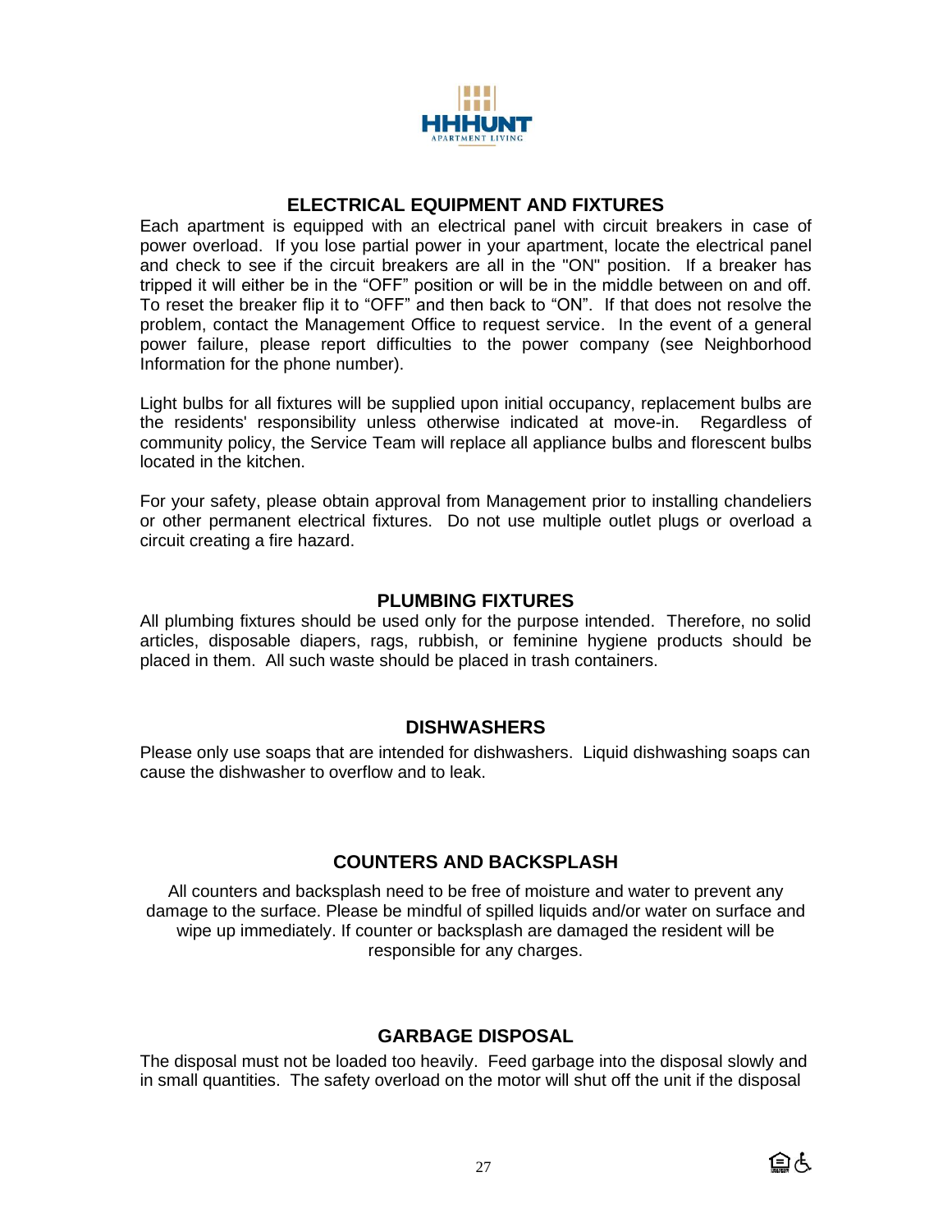## ELECTRICAL EQUIPMENT AND FIXTURES

Each apartment is equipped with an electrical panel with circuit breakers in case of power overload. If you lose partial power in your apartment, locate the electrical panel and check to see if the circuit breakers are all in the "ON" position. If a breaker has tripped it will either be in the "OFF" position or will be in the middle between on and off. To reset the breaker flip it to "OFF" and then back to "ON". If that does not resolve the problem, contact the Management Office to request service. In the event of a general power failure, please report difficulties to the power company (see Neighborhood Information for the phone number).

Light bulbs for all fixtures will be supplied upon initial occupancy, replacement bulbs are the residents' responsibility unless otherwise indicated at move-in. Regardless of community policy, the Service Team will replace all appliance bulbs and florescent bulbs located in the kitchen.

For your safety, please obtain approval from Management prior to installing chandeliers or other permanent electrical fixtures. Do not use multiple outlet plugs or overload a circuit creating a fire hazard.

## PLUMBING FIXTURES

All plumbing fixtures should be used only for the purpose intended. Therefore, no solid articles, disposable diapers, rags, rubbish, or feminine hygiene products should be placed in them. All such waste should be placed in trash containers.

## DISHWASHERS

Please only use soaps that are intended for dishwashers. Liquid dishwashing soaps can cause the dishwasher to overflow and to leak.

## COUNTERS AND BACKSPLASH

All counters and backsplash need to be free of moisture and water to prevent any damage to the surface. Please be mindful of spilled liquids and/or water on surface and wipe up immediately. If counter or backsplash are damaged the resident will be responsible for any charges.

## GARBAGE DISPOSAL

The disposal must not be loaded too heavily. Feed garbage into the disposal slowly and in small quantities. The safety overload on the motor will shut off the unit if the disposal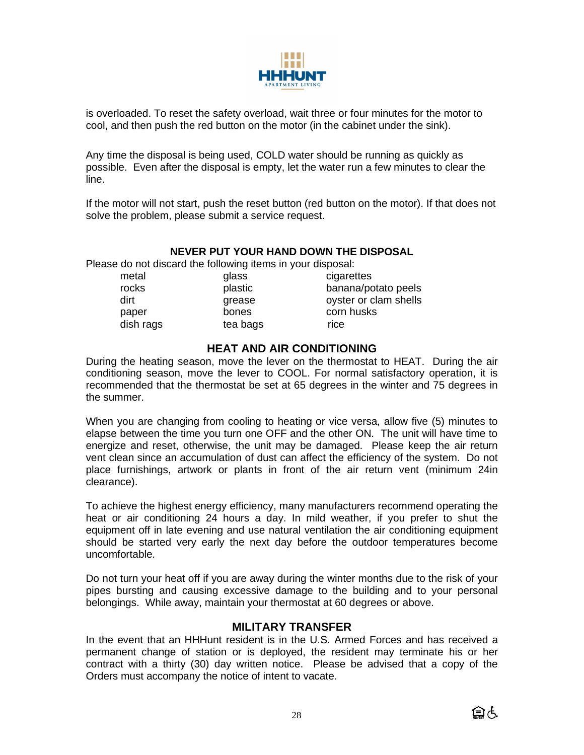is overloaded. To reset the safety overload, wait three or four minutes for the motor to cool, and then push the red button on the motor (in the cabinet under the sink).

Any time the disposal is being used, COLD water should be running as quickly as possible. Even after the disposal is empty, let the water run a few minutes to clear the line.

If the motor will not start, push the reset button (red button on the motor). If that does not solve the problem, please submit a service request.

## NEVER PUT YOUR HAND DOWN THE DISPOSAL

Please do not discard the following items in your disposal:

| | | |
|---|---|---|
| metal | glass | cigarettes |
| rocks | plastic | banana/potato peels |
| dirt | grease | oyster or clam shells |
| paper | bones | corn husks |
| dish rags | tea bags | rice |

## HEAT AND AIR CONDITIONING

During the heating season, move the lever on the thermostat to HEAT. During the air conditioning season, move the lever to COOL. For normal satisfactory operation, it is recommended that the thermostat be set at 65 degrees in the winter and 75 degrees in the summer.

When you are changing from cooling to heating or vice versa, allow five (5) minutes to elapse between the time you turn one OFF and the other ON. The unit will have time to energize and reset, otherwise, the unit may be damaged. Please keep the air return vent clean since an accumulation of dust can affect the efficiency of the system. Do not place furnishings, artwork or plants in front of the air return vent (minimum 24in clearance).

To achieve the highest energy efficiency, many manufacturers recommend operating the heat or air conditioning 24 hours a day. In mild weather, if you prefer to shut the equipment off in late evening and use natural ventilation the air conditioning equipment should be started very early the next day before the outdoor temperatures become uncomfortable.

Do not turn your heat off if you are away during the winter months due to the risk of your pipes bursting and causing excessive damage to the building and to your personal belongings. While away, maintain your thermostat at 60 degrees or above.

## MILITARY TRANSFER

In the event that an HHHunt resident is in the U.S. Armed Forces and has received a permanent change of station or is deployed, the resident may terminate his or her contract with a thirty (30) day written notice. Please be advised that a copy of the Orders must accompany the notice of intent to vacate.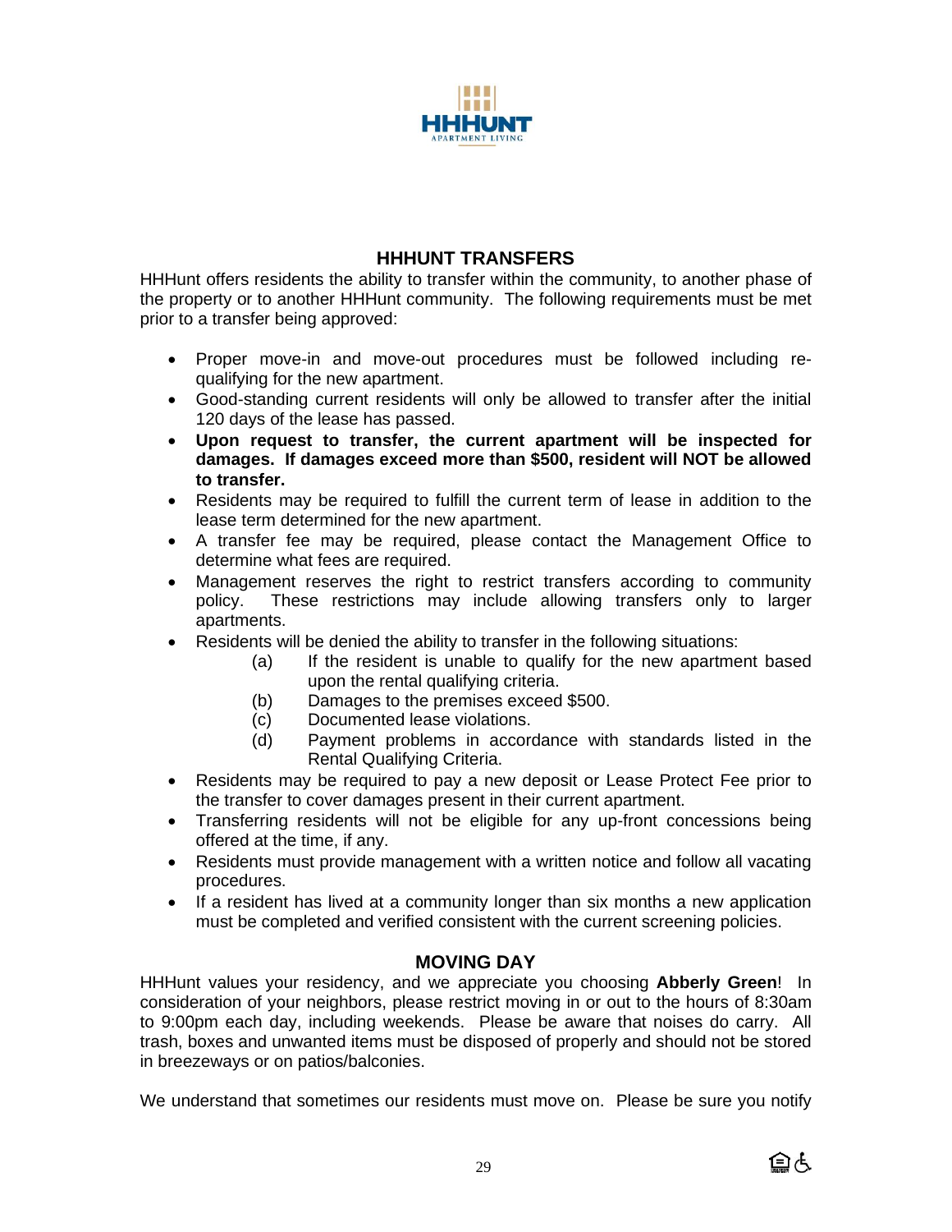## HHHUNT TRANSFERS

HHHunt offers residents the ability to transfer within the community, to another phase of the property or to another HHHunt community. The following requirements must be met prior to a transfer being approved:

- Proper move-in and move-out procedures must be followed including re-qualifying for the new apartment.
- Good-standing current residents will only be allowed to transfer after the initial 120 days of the lease has passed.
- **Upon request to transfer, the current apartment will be inspected for damages. If damages exceed more than $500, resident will NOT be allowed to transfer.**
- Residents may be required to fulfill the current term of lease in addition to the lease term determined for the new apartment.
- A transfer fee may be required, please contact the Management Office to determine what fees are required.
- Management reserves the right to restrict transfers according to community policy. These restrictions may include allowing transfers only to larger apartments.
- Residents will be denied the ability to transfer in the following situations:
  - (a) If the resident is unable to qualify for the new apartment based upon the rental qualifying criteria.
  - (b) Damages to the premises exceed $500.
  - (c) Documented lease violations.
  - (d) Payment problems in accordance with standards listed in the Rental Qualifying Criteria.
- Residents may be required to pay a new deposit or Lease Protect Fee prior to the transfer to cover damages present in their current apartment.
- Transferring residents will not be eligible for any up-front concessions being offered at the time, if any.
- Residents must provide management with a written notice and follow all vacating procedures.
- If a resident has lived at a community longer than six months a new application must be completed and verified consistent with the current screening policies.

## MOVING DAY

HHHunt values your residency, and we appreciate you choosing **Abberly Green**! In consideration of your neighbors, please restrict moving in or out to the hours of 8:30am to 9:00pm each day, including weekends. Please be aware that noises do carry. All trash, boxes and unwanted items must be disposed of properly and should not be stored in breezeways or on patios/balconies.

We understand that sometimes our residents must move on. Please be sure you notify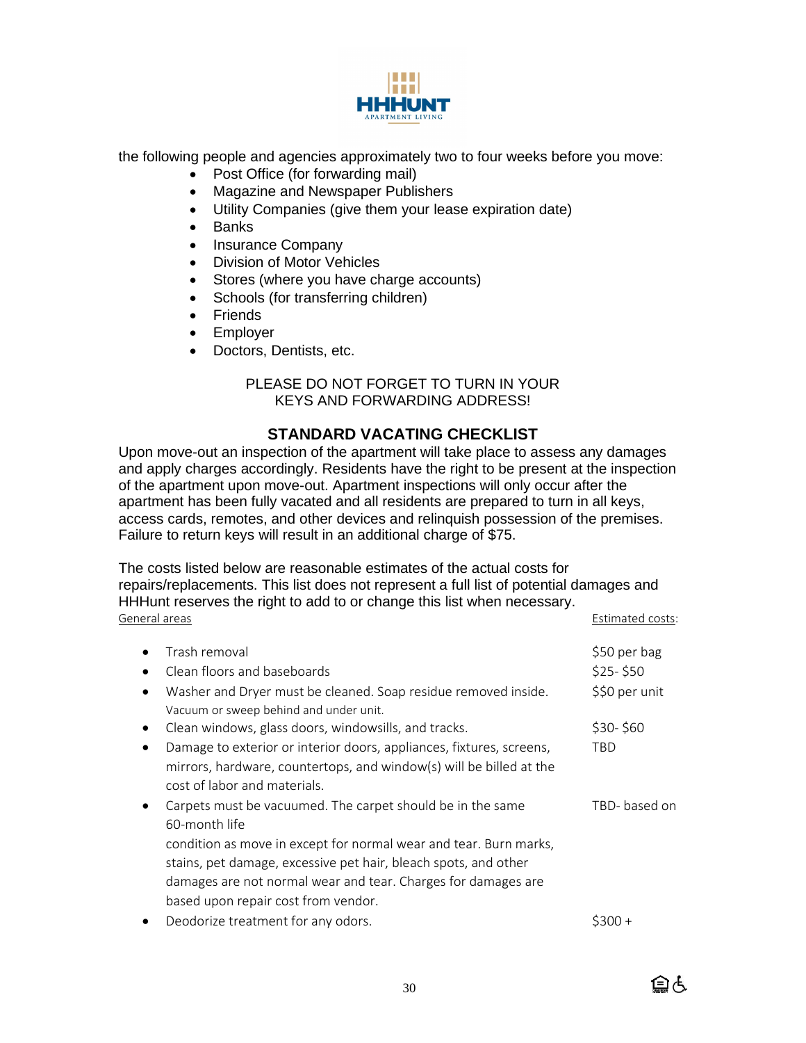the following people and agencies approximately two to four weeks before you move:

- Post Office (for forwarding mail)
- Magazine and Newspaper Publishers
- Utility Companies (give them your lease expiration date)
- Banks
- Insurance Company
- Division of Motor Vehicles
- Stores (where you have charge accounts)
- Schools (for transferring children)
- Friends
- Employer
- Doctors, Dentists, etc.

PLEASE DO NOT FORGET TO TURN IN YOUR KEYS AND FORWARDING ADDRESS!

## STANDARD VACATING CHECKLIST

Upon move-out an inspection of the apartment will take place to assess any damages and apply charges accordingly. Residents have the right to be present at the inspection of the apartment upon move-out. Apartment inspections will only occur after the apartment has been fully vacated and all residents are prepared to turn in all keys, access cards, remotes, and other devices and relinquish possession of the premises. Failure to return keys will result in an additional charge of $75.

The costs listed below are reasonable estimates of the actual costs for repairs/replacements. This list does not represent a full list of potential damages and HHHunt reserves the right to add to or change this list when necessary.

| General areas | Estimated costs: |
|---|---|
| • Trash removal | $50 per bag |
| • Clean floors and baseboards | $25- $50 |
| • Washer and Dryer must be cleaned. Soap residue removed inside. Vacuum or sweep behind and under unit. | $$0 per unit |
| • Clean windows, glass doors, windowsills, and tracks. | $30- $60 |
| • Damage to exterior or interior doors, appliances, fixtures, screens, mirrors, hardware, countertops, and window(s) will be billed at the cost of labor and materials. | TBD |
| • Carpets must be vacuumed. The carpet should be in the same condition as move in except for normal wear and tear. Burn marks, stains, pet damage, excessive pet hair, bleach spots, and other damages are not normal wear and tear. Charges for damages are based upon repair cost from vendor. | TBD- based on 60-month life |
| • Deodorize treatment for any odors. | $300 + |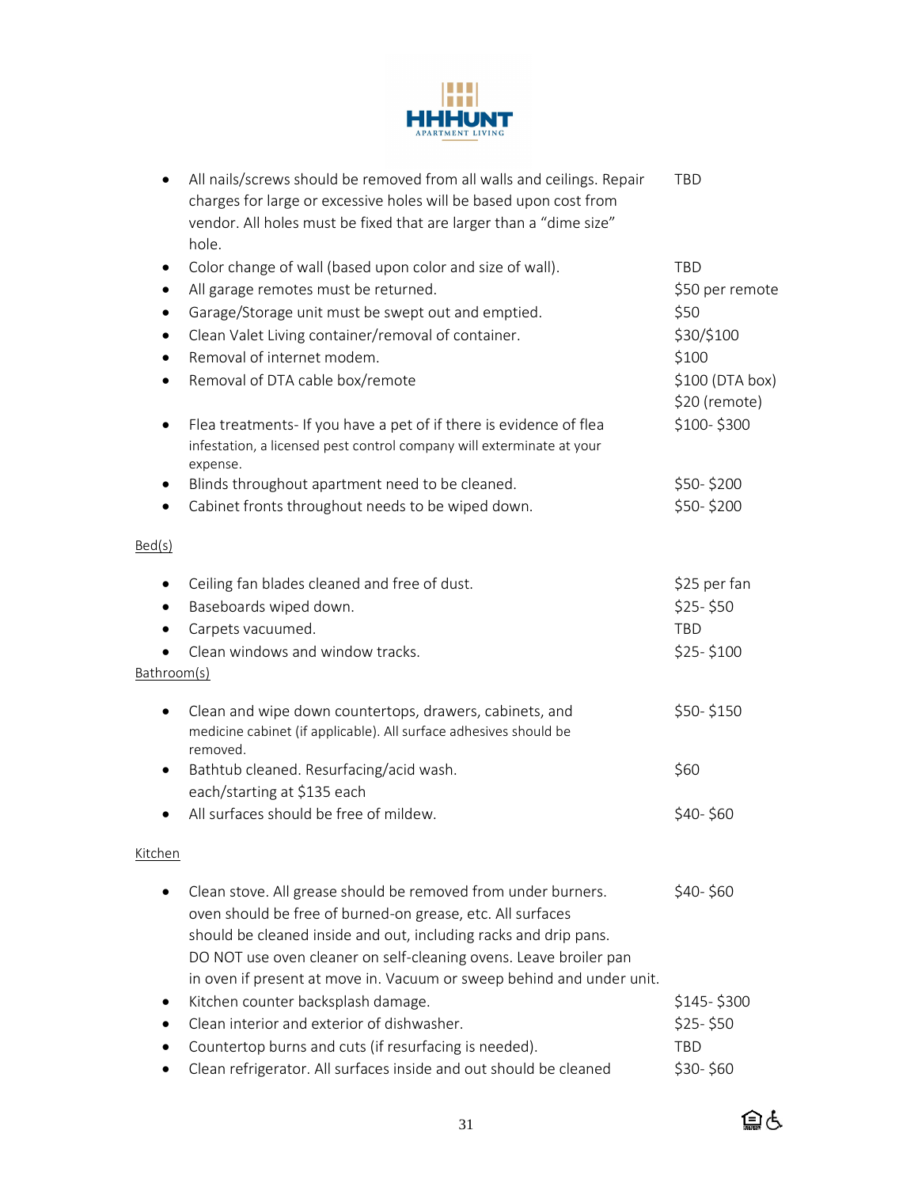- All nails/screws should be removed from all walls and ceilings. Repair charges for large or excessive holes will be based upon cost from vendor. All holes must be fixed that are larger than a "dime size" hole. — TBD
- Color change of wall (based upon color and size of wall). — TBD
- All garage remotes must be returned. — $50 per remote
- Garage/Storage unit must be swept out and emptied. — $50
- Clean Valet Living container/removal of container. — $30/$100
- Removal of internet modem. — $100
- Removal of DTA cable box/remote — $100 (DTA box) $20 (remote)
- Flea treatments- If you have a pet of if there is evidence of flea infestation, a licensed pest control company will exterminate at your expense. — $100- $300
- Blinds throughout apartment need to be cleaned. — $50- $200
- Cabinet fronts throughout needs to be wiped down. — $50- $200

<u>Bed(s)</u>

- Ceiling fan blades cleaned and free of dust. — $25 per fan
- Baseboards wiped down. — $25- $50
- Carpets vacuumed. — TBD
- Clean windows and window tracks. — $25- $100

<u>Bathroom(s)</u>

- Clean and wipe down countertops, drawers, cabinets, and medicine cabinet (if applicable). All surface adhesives should be removed. — $50- $150
- Bathtub cleaned. Resurfacing/acid wash. — $60 each/starting at $135 each
- All surfaces should be free of mildew. — $40- $60

<u>Kitchen</u>

- Clean stove. All grease should be removed from under burners. oven should be free of burned-on grease, etc. All surfaces should be cleaned inside and out, including racks and drip pans. DO NOT use oven cleaner on self-cleaning ovens. Leave broiler pan in oven if present at move in. Vacuum or sweep behind and under unit. — $40- $60
- Kitchen counter backsplash damage. — $145- $300
- Clean interior and exterior of dishwasher. — $25- $50
- Countertop burns and cuts (if resurfacing is needed). — TBD
- Clean refrigerator. All surfaces inside and out should be cleaned — $30- $60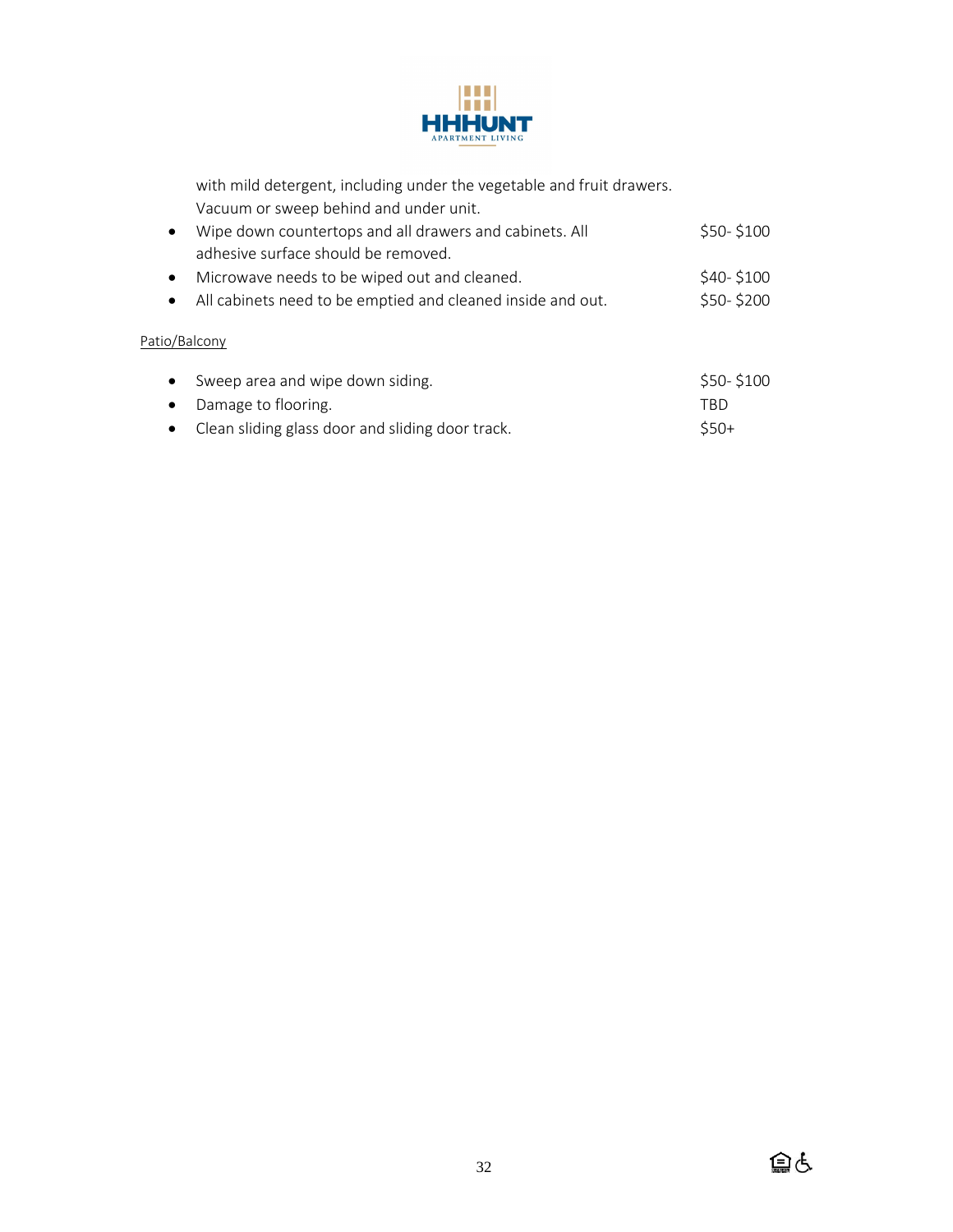with mild detergent, including under the vegetable and fruit drawers. Vacuum or sweep behind and under unit.

| | |
|---|---|
| • Wipe down countertops and all drawers and cabinets. All adhesive surface should be removed. | $50- $100 |
| • Microwave needs to be wiped out and cleaned. | $40- $100 |
| • All cabinets need to be emptied and cleaned inside and out. | $50- $200 |

Patio/Balcony

| | |
|---|---|
| • Sweep area and wipe down siding. | $50- $100 |
| • Damage to flooring. | TBD |
| • Clean sliding glass door and sliding door track. | $50+ |